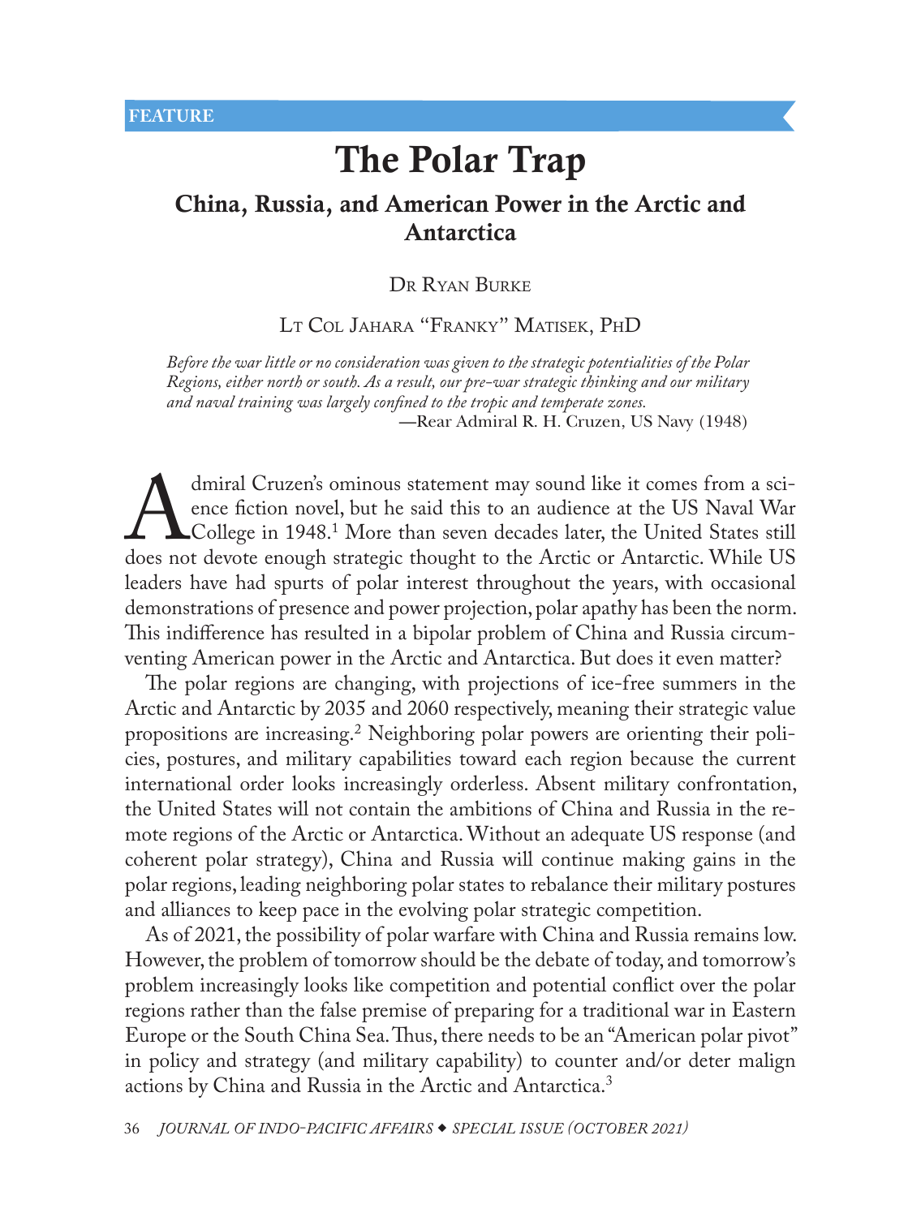FEATURE

# The Polar Trap

## China, Russia, and American Power in the Arctic and Antarctica

Dr Ryan Burke

Lt Col Jahara "Franky" Matisek, PhD

*Before the war little or no consideration was given to the strategic potentialities of the Polar Regions, either north or south. As a result, our pre-war strategic thinking and our military and naval training was largely confined to the tropic and temperate zones.*

—Rear Admiral R. H. Cruzen, US Navy (1948)

Admiral Cruzen's ominous statement may sound like it comes from a science fiction novel, but he said this to an audience at the US Naval War College in 1948.[1] More than seven decades later, the United States still does not devote enough strategic thought to the Arctic or Antarctic. While US leaders have had spurts of polar interest throughout the years, with occasional demonstrations of presence and power projection, polar apathy has been the norm. This indifference has resulted in a bipolar problem of China and Russia circumventing American power in the Arctic and Antarctica. But does it even matter?

The polar regions are changing, with projections of ice-free summers in the Arctic and Antarctic by 2035 and 2060 respectively, meaning their strategic value propositions are increasing.[2] Neighboring polar powers are orienting their policies, postures, and military capabilities toward each region because the current international order looks increasingly orderless. Absent military confrontation, the United States will not contain the ambitions of China and Russia in the remote regions of the Arctic or Antarctica. Without an adequate US response (and coherent polar strategy), China and Russia will continue making gains in the polar regions, leading neighboring polar states to rebalance their military postures and alliances to keep pace in the evolving polar strategic competition.

As of 2021, the possibility of polar warfare with China and Russia remains low. However, the problem of tomorrow should be the debate of today, and tomorrow's problem increasingly looks like competition and potential conflict over the polar regions rather than the false premise of preparing for a traditional war in Eastern Europe or the South China Sea. Thus, there needs to be an "American polar pivot" in policy and strategy (and military capability) to counter and/or deter malign actions by China and Russia in the Arctic and Antarctica.[3]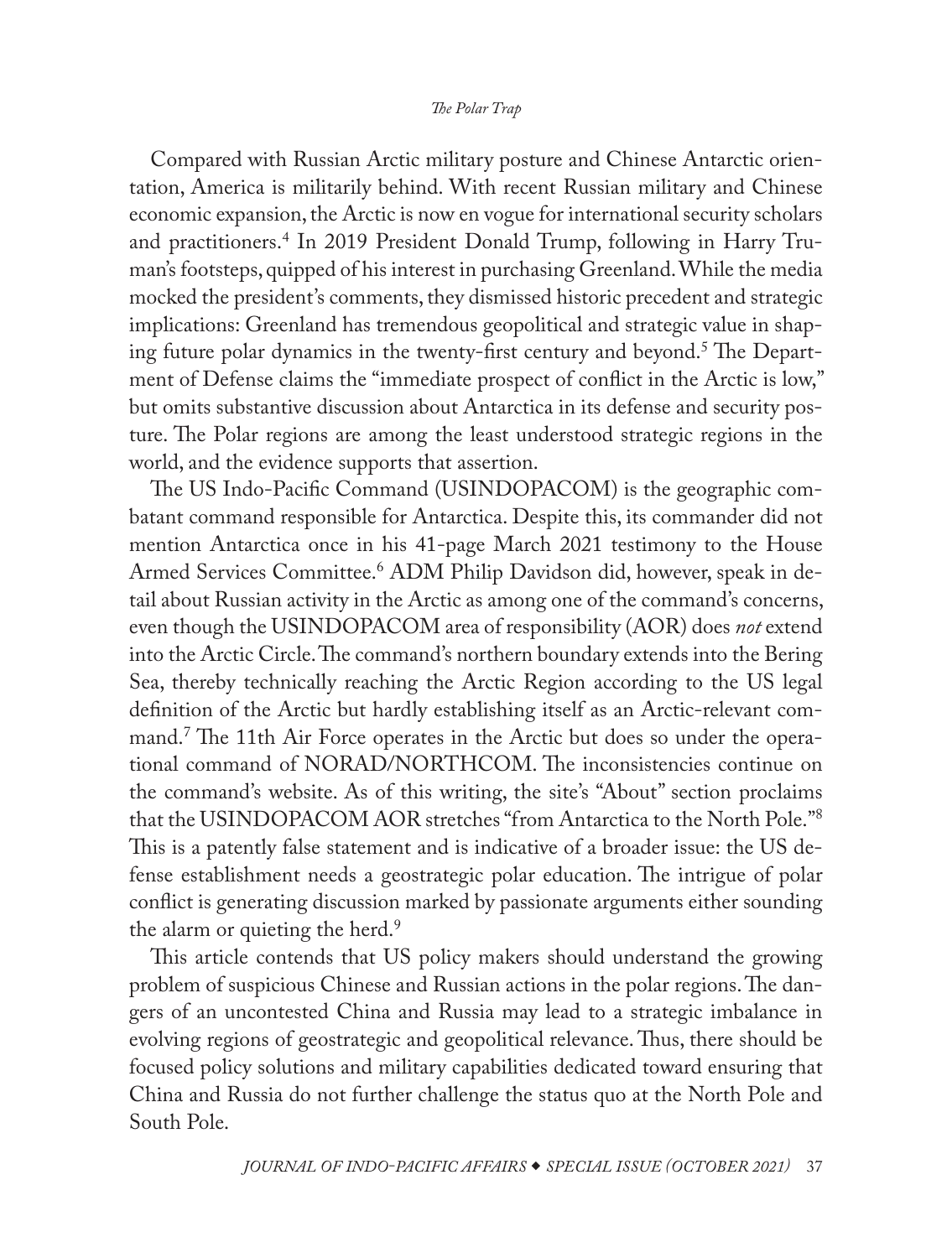Compared with Russian Arctic military posture and Chinese Antarctic orientation, America is militarily behind. With recent Russian military and Chinese economic expansion, the Arctic is now en vogue for international security scholars and practitioners.[4] In 2019 President Donald Trump, following in Harry Truman's footsteps, quipped of his interest in purchasing Greenland. While the media mocked the president's comments, they dismissed historic precedent and strategic implications: Greenland has tremendous geopolitical and strategic value in shaping future polar dynamics in the twenty-first century and beyond.[5] The Department of Defense claims the "immediate prospect of conflict in the Arctic is low," but omits substantive discussion about Antarctica in its defense and security posture. The Polar regions are among the least understood strategic regions in the world, and the evidence supports that assertion.

The US Indo-Pacific Command (USINDOPACOM) is the geographic combatant command responsible for Antarctica. Despite this, its commander did not mention Antarctica once in his 41-page March 2021 testimony to the House Armed Services Committee.[6] ADM Philip Davidson did, however, speak in detail about Russian activity in the Arctic as among one of the command's concerns, even though the USINDOPACOM area of responsibility (AOR) does *not* extend into the Arctic Circle. The command's northern boundary extends into the Bering Sea, thereby technically reaching the Arctic Region according to the US legal definition of the Arctic but hardly establishing itself as an Arctic-relevant command.[7] The 11th Air Force operates in the Arctic but does so under the operational command of NORAD/NORTHCOM. The inconsistencies continue on the command's website. As of this writing, the site's "About" section proclaims that the USINDOPACOM AOR stretches "from Antarctica to the North Pole."[8] This is a patently false statement and is indicative of a broader issue: the US defense establishment needs a geostrategic polar education. The intrigue of polar conflict is generating discussion marked by passionate arguments either sounding the alarm or quieting the herd.[9]

This article contends that US policy makers should understand the growing problem of suspicious Chinese and Russian actions in the polar regions. The dangers of an uncontested China and Russia may lead to a strategic imbalance in evolving regions of geostrategic and geopolitical relevance. Thus, there should be focused policy solutions and military capabilities dedicated toward ensuring that China and Russia do not further challenge the status quo at the North Pole and South Pole.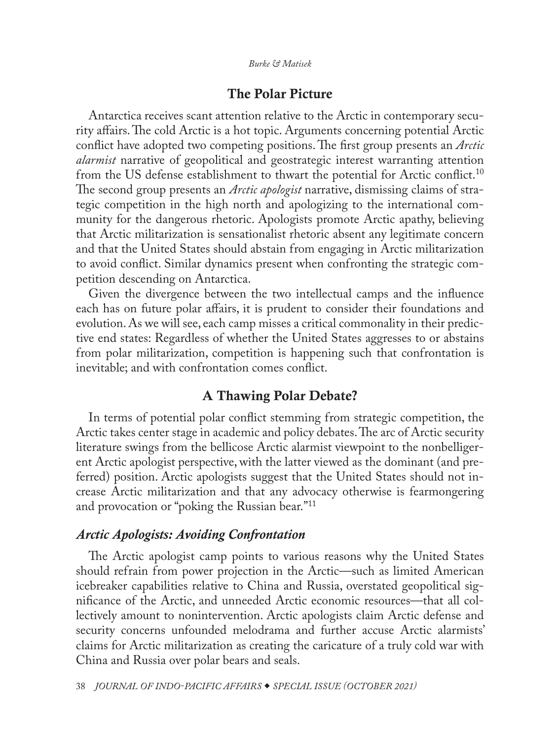## The Polar Picture

Antarctica receives scant attention relative to the Arctic in contemporary security affairs. The cold Arctic is a hot topic. Arguments concerning potential Arctic conflict have adopted two competing positions. The first group presents an *Arctic alarmist* narrative of geopolitical and geostrategic interest warranting attention from the US defense establishment to thwart the potential for Arctic conflict.[10] The second group presents an *Arctic apologist* narrative, dismissing claims of strategic competition in the high north and apologizing to the international community for the dangerous rhetoric. Apologists promote Arctic apathy, believing that Arctic militarization is sensationalist rhetoric absent any legitimate concern and that the United States should abstain from engaging in Arctic militarization to avoid conflict. Similar dynamics present when confronting the strategic competition descending on Antarctica.

Given the divergence between the two intellectual camps and the influence each has on future polar affairs, it is prudent to consider their foundations and evolution. As we will see, each camp misses a critical commonality in their predictive end states: Regardless of whether the United States aggresses to or abstains from polar militarization, competition is happening such that confrontation is inevitable; and with confrontation comes conflict.

## A Thawing Polar Debate?

In terms of potential polar conflict stemming from strategic competition, the Arctic takes center stage in academic and policy debates. The arc of Arctic security literature swings from the bellicose Arctic alarmist viewpoint to the nonbelligerent Arctic apologist perspective, with the latter viewed as the dominant (and preferred) position. Arctic apologists suggest that the United States should not increase Arctic militarization and that any advocacy otherwise is fearmongering and provocation or "poking the Russian bear."[11]

### *Arctic Apologists: Avoiding Confrontation*

The Arctic apologist camp points to various reasons why the United States should refrain from power projection in the Arctic—such as limited American icebreaker capabilities relative to China and Russia, overstated geopolitical significance of the Arctic, and unneeded Arctic economic resources—that all collectively amount to nonintervention. Arctic apologists claim Arctic defense and security concerns unfounded melodrama and further accuse Arctic alarmists' claims for Arctic militarization as creating the caricature of a truly cold war with China and Russia over polar bears and seals.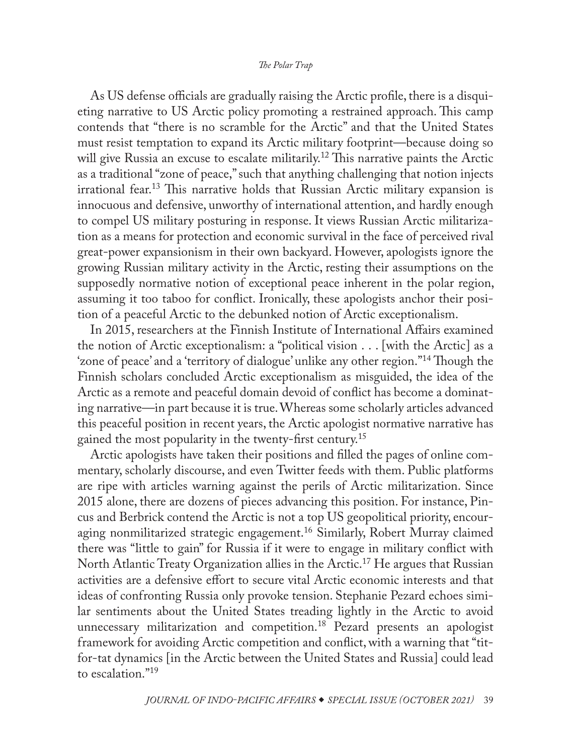As US defense officials are gradually raising the Arctic profile, there is a disquieting narrative to US Arctic policy promoting a restrained approach. This camp contends that "there is no scramble for the Arctic" and that the United States must resist temptation to expand its Arctic military footprint—because doing so will give Russia an excuse to escalate militarily.[12] This narrative paints the Arctic as a traditional "zone of peace," such that anything challenging that notion injects irrational fear.[13] This narrative holds that Russian Arctic military expansion is innocuous and defensive, unworthy of international attention, and hardly enough to compel US military posturing in response. It views Russian Arctic militarization as a means for protection and economic survival in the face of perceived rival great-power expansionism in their own backyard. However, apologists ignore the growing Russian military activity in the Arctic, resting their assumptions on the supposedly normative notion of exceptional peace inherent in the polar region, assuming it too taboo for conflict. Ironically, these apologists anchor their position of a peaceful Arctic to the debunked notion of Arctic exceptionalism.

In 2015, researchers at the Finnish Institute of International Affairs examined the notion of Arctic exceptionalism: a "political vision . . . [with the Arctic] as a 'zone of peace' and a 'territory of dialogue' unlike any other region."[14] Though the Finnish scholars concluded Arctic exceptionalism as misguided, the idea of the Arctic as a remote and peaceful domain devoid of conflict has become a dominating narrative—in part because it is true. Whereas some scholarly articles advanced this peaceful position in recent years, the Arctic apologist normative narrative has gained the most popularity in the twenty-first century.[15]

Arctic apologists have taken their positions and filled the pages of online commentary, scholarly discourse, and even Twitter feeds with them. Public platforms are ripe with articles warning against the perils of Arctic militarization. Since 2015 alone, there are dozens of pieces advancing this position. For instance, Pincus and Berbrick contend the Arctic is not a top US geopolitical priority, encouraging nonmilitarized strategic engagement.[16] Similarly, Robert Murray claimed there was "little to gain" for Russia if it were to engage in military conflict with North Atlantic Treaty Organization allies in the Arctic.[17] He argues that Russian activities are a defensive effort to secure vital Arctic economic interests and that ideas of confronting Russia only provoke tension. Stephanie Pezard echoes similar sentiments about the United States treading lightly in the Arctic to avoid unnecessary militarization and competition.[18] Pezard presents an apologist framework for avoiding Arctic competition and conflict, with a warning that "tit-for-tat dynamics [in the Arctic between the United States and Russia] could lead to escalation."[19]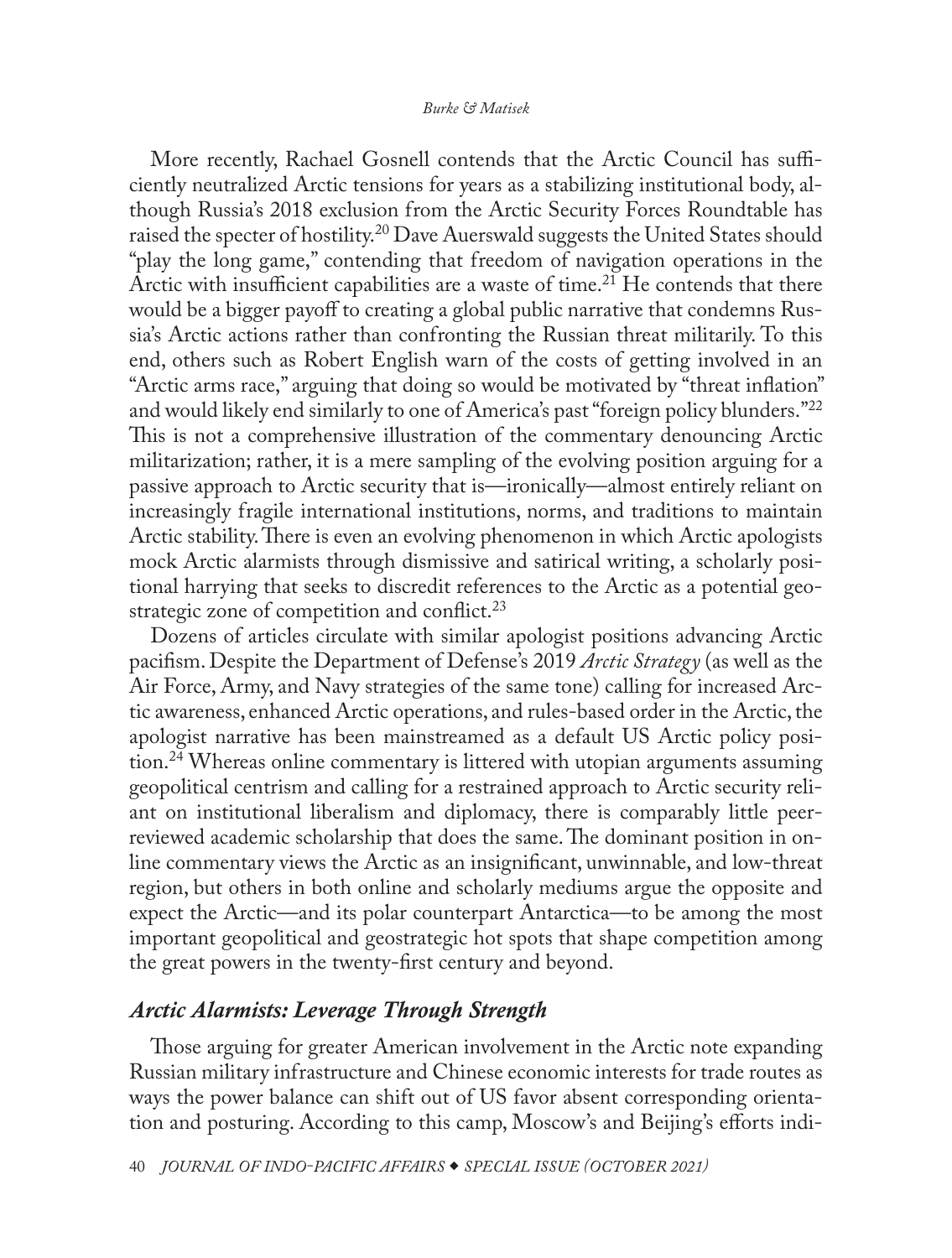More recently, Rachael Gosnell contends that the Arctic Council has sufficiently neutralized Arctic tensions for years as a stabilizing institutional body, although Russia's 2018 exclusion from the Arctic Security Forces Roundtable has raised the specter of hostility.[20] Dave Auerswald suggests the United States should "play the long game," contending that freedom of navigation operations in the Arctic with insufficient capabilities are a waste of time.[21] He contends that there would be a bigger payoff to creating a global public narrative that condemns Russia's Arctic actions rather than confronting the Russian threat militarily. To this end, others such as Robert English warn of the costs of getting involved in an "Arctic arms race," arguing that doing so would be motivated by "threat inflation" and would likely end similarly to one of America's past "foreign policy blunders."[22] This is not a comprehensive illustration of the commentary denouncing Arctic militarization; rather, it is a mere sampling of the evolving position arguing for a passive approach to Arctic security that is—ironically—almost entirely reliant on increasingly fragile international institutions, norms, and traditions to maintain Arctic stability. There is even an evolving phenomenon in which Arctic apologists mock Arctic alarmists through dismissive and satirical writing, a scholarly positional harrying that seeks to discredit references to the Arctic as a potential geostrategic zone of competition and conflict.[23]

Dozens of articles circulate with similar apologist positions advancing Arctic pacifism. Despite the Department of Defense's 2019 *Arctic Strategy* (as well as the Air Force, Army, and Navy strategies of the same tone) calling for increased Arctic awareness, enhanced Arctic operations, and rules-based order in the Arctic, the apologist narrative has been mainstreamed as a default US Arctic policy position.[24] Whereas online commentary is littered with utopian arguments assuming geopolitical centrism and calling for a restrained approach to Arctic security reliant on institutional liberalism and diplomacy, there is comparably little peer-reviewed academic scholarship that does the same. The dominant position in online commentary views the Arctic as an insignificant, unwinnable, and low-threat region, but others in both online and scholarly mediums argue the opposite and expect the Arctic—and its polar counterpart Antarctica—to be among the most important geopolitical and geostrategic hot spots that shape competition among the great powers in the twenty-first century and beyond.

## *Arctic Alarmists: Leverage Through Strength*

Those arguing for greater American involvement in the Arctic note expanding Russian military infrastructure and Chinese economic interests for trade routes as ways the power balance can shift out of US favor absent corresponding orientation and posturing. According to this camp, Moscow's and Beijing's efforts indi-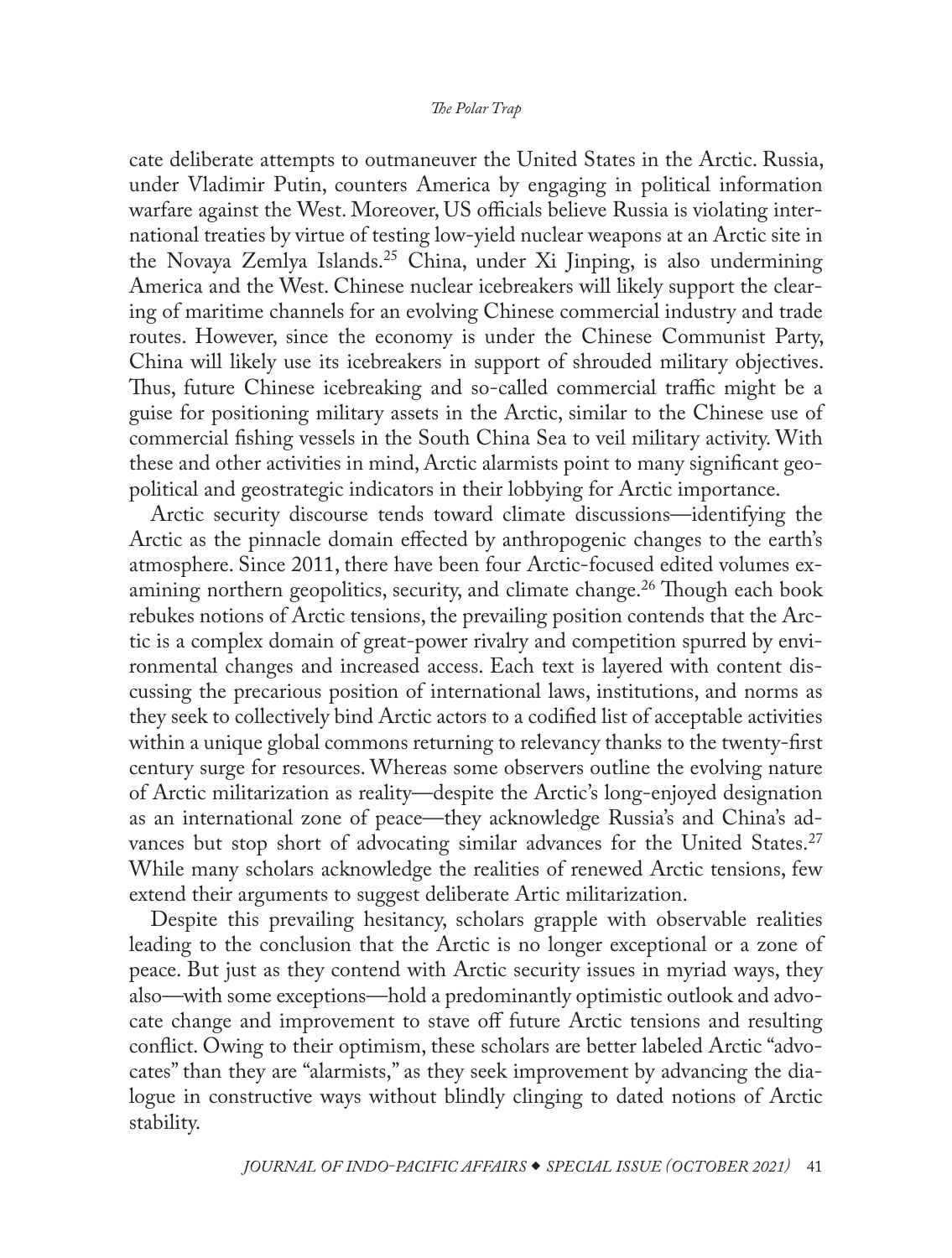cate deliberate attempts to outmaneuver the United States in the Arctic. Russia, under Vladimir Putin, counters America by engaging in political information warfare against the West. Moreover, US officials believe Russia is violating international treaties by virtue of testing low-yield nuclear weapons at an Arctic site in the Novaya Zemlya Islands.[25] China, under Xi Jinping, is also undermining America and the West. Chinese nuclear icebreakers will likely support the clearing of maritime channels for an evolving Chinese commercial industry and trade routes. However, since the economy is under the Chinese Communist Party, China will likely use its icebreakers in support of shrouded military objectives. Thus, future Chinese icebreaking and so-called commercial traffic might be a guise for positioning military assets in the Arctic, similar to the Chinese use of commercial fishing vessels in the South China Sea to veil military activity. With these and other activities in mind, Arctic alarmists point to many significant geopolitical and geostrategic indicators in their lobbying for Arctic importance.

Arctic security discourse tends toward climate discussions—identifying the Arctic as the pinnacle domain effected by anthropogenic changes to the earth's atmosphere. Since 2011, there have been four Arctic-focused edited volumes examining northern geopolitics, security, and climate change.[26] Though each book rebukes notions of Arctic tensions, the prevailing position contends that the Arctic is a complex domain of great-power rivalry and competition spurred by environmental changes and increased access. Each text is layered with content discussing the precarious position of international laws, institutions, and norms as they seek to collectively bind Arctic actors to a codified list of acceptable activities within a unique global commons returning to relevancy thanks to the twenty-first century surge for resources. Whereas some observers outline the evolving nature of Arctic militarization as reality—despite the Arctic's long-enjoyed designation as an international zone of peace—they acknowledge Russia's and China's advances but stop short of advocating similar advances for the United States.[27] While many scholars acknowledge the realities of renewed Arctic tensions, few extend their arguments to suggest deliberate Artic militarization.

Despite this prevailing hesitancy, scholars grapple with observable realities leading to the conclusion that the Arctic is no longer exceptional or a zone of peace. But just as they contend with Arctic security issues in myriad ways, they also—with some exceptions—hold a predominantly optimistic outlook and advocate change and improvement to stave off future Arctic tensions and resulting conflict. Owing to their optimism, these scholars are better labeled Arctic "advocates" than they are "alarmists," as they seek improvement by advancing the dialogue in constructive ways without blindly clinging to dated notions of Arctic stability.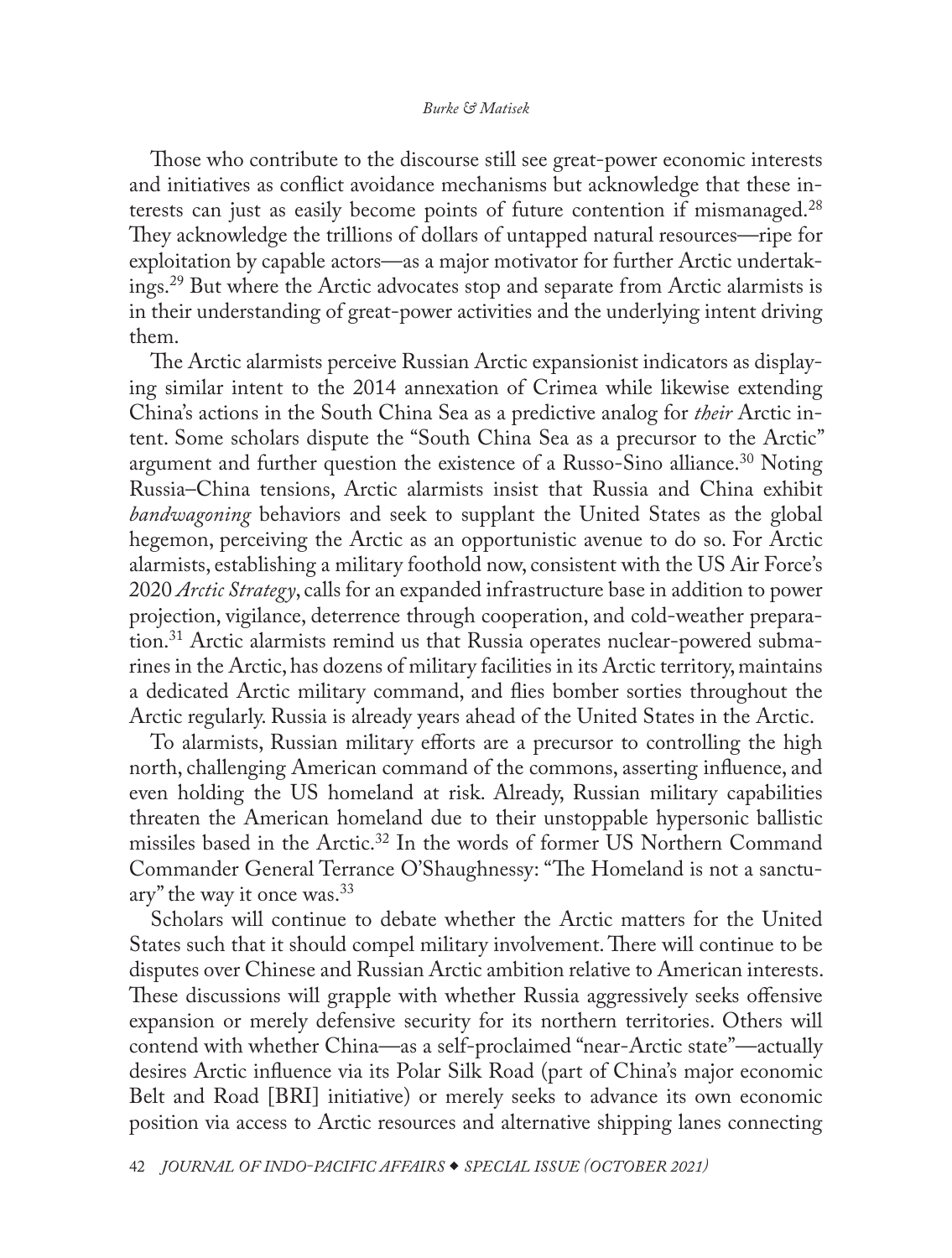Those who contribute to the discourse still see great-power economic interests and initiatives as conflict avoidance mechanisms but acknowledge that these interests can just as easily become points of future contention if mismanaged.[28] They acknowledge the trillions of dollars of untapped natural resources—ripe for exploitation by capable actors—as a major motivator for further Arctic undertakings.[29] But where the Arctic advocates stop and separate from Arctic alarmists is in their understanding of great-power activities and the underlying intent driving them.

The Arctic alarmists perceive Russian Arctic expansionist indicators as displaying similar intent to the 2014 annexation of Crimea while likewise extending China's actions in the South China Sea as a predictive analog for *their* Arctic intent. Some scholars dispute the "South China Sea as a precursor to the Arctic" argument and further question the existence of a Russo-Sino alliance.[30] Noting Russia–China tensions, Arctic alarmists insist that Russia and China exhibit *bandwagoning* behaviors and seek to supplant the United States as the global hegemon, perceiving the Arctic as an opportunistic avenue to do so. For Arctic alarmists, establishing a military foothold now, consistent with the US Air Force's 2020 *Arctic Strategy*, calls for an expanded infrastructure base in addition to power projection, vigilance, deterrence through cooperation, and cold-weather preparation.[31] Arctic alarmists remind us that Russia operates nuclear-powered submarines in the Arctic, has dozens of military facilities in its Arctic territory, maintains a dedicated Arctic military command, and flies bomber sorties throughout the Arctic regularly. Russia is already years ahead of the United States in the Arctic.

To alarmists, Russian military efforts are a precursor to controlling the high north, challenging American command of the commons, asserting influence, and even holding the US homeland at risk. Already, Russian military capabilities threaten the American homeland due to their unstoppable hypersonic ballistic missiles based in the Arctic.[32] In the words of former US Northern Command Commander General Terrance O'Shaughnessy: "The Homeland is not a sanctuary" the way it once was.[33]

Scholars will continue to debate whether the Arctic matters for the United States such that it should compel military involvement. There will continue to be disputes over Chinese and Russian Arctic ambition relative to American interests. These discussions will grapple with whether Russia aggressively seeks offensive expansion or merely defensive security for its northern territories. Others will contend with whether China—as a self-proclaimed "near-Arctic state"—actually desires Arctic influence via its Polar Silk Road (part of China's major economic Belt and Road [BRI] initiative) or merely seeks to advance its own economic position via access to Arctic resources and alternative shipping lanes connecting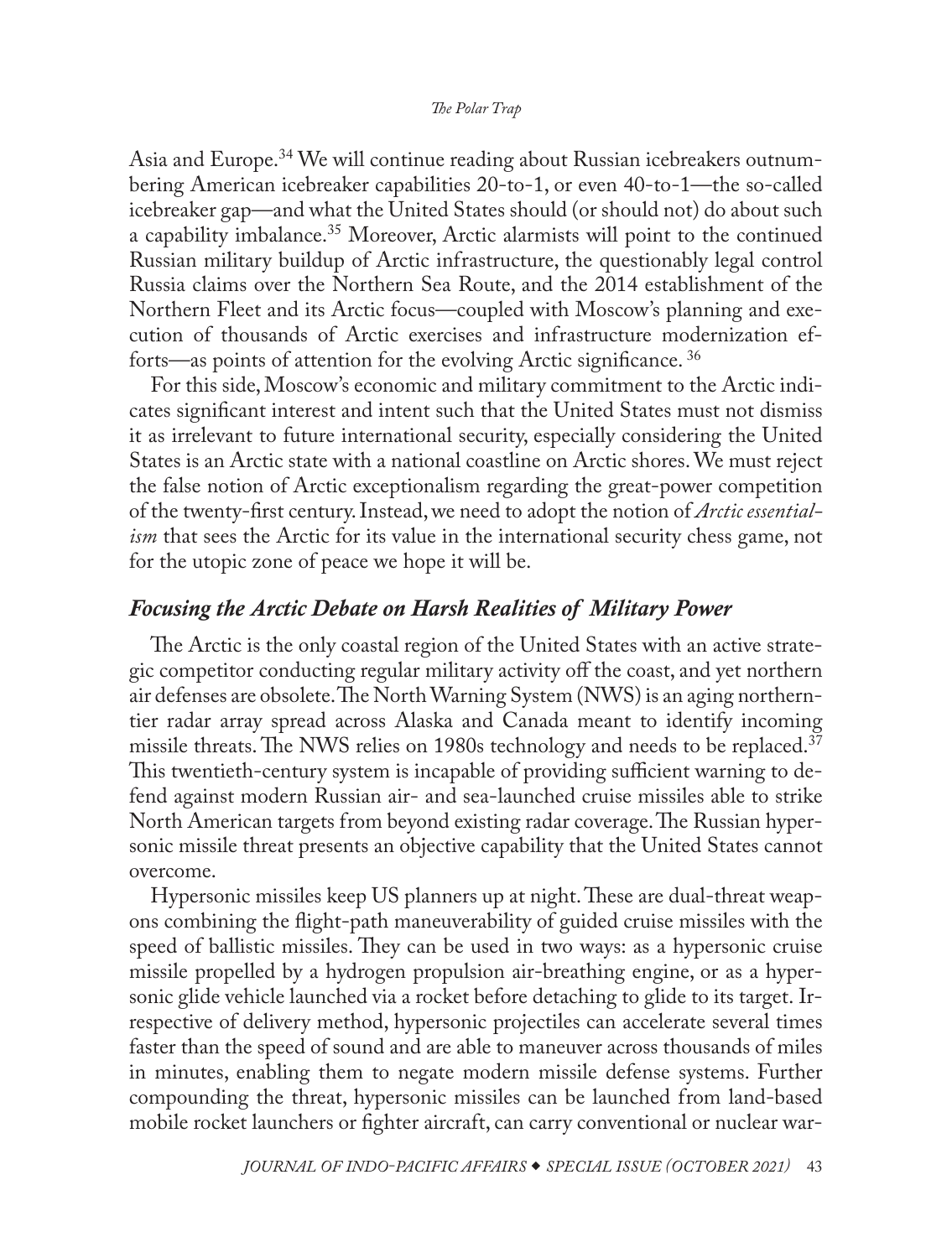Asia and Europe.[34] We will continue reading about Russian icebreakers outnumbering American icebreaker capabilities 20-to-1, or even 40-to-1—the so-called icebreaker gap—and what the United States should (or should not) do about such a capability imbalance.[35] Moreover, Arctic alarmists will point to the continued Russian military buildup of Arctic infrastructure, the questionably legal control Russia claims over the Northern Sea Route, and the 2014 establishment of the Northern Fleet and its Arctic focus—coupled with Moscow's planning and execution of thousands of Arctic exercises and infrastructure modernization efforts—as points of attention for the evolving Arctic significance. [36]

For this side, Moscow's economic and military commitment to the Arctic indicates significant interest and intent such that the United States must not dismiss it as irrelevant to future international security, especially considering the United States is an Arctic state with a national coastline on Arctic shores. We must reject the false notion of Arctic exceptionalism regarding the great-power competition of the twenty-first century. Instead, we need to adopt the notion of *Arctic essentialism* that sees the Arctic for its value in the international security chess game, not for the utopic zone of peace we hope it will be.

### *Focusing the Arctic Debate on Harsh Realities of Military Power*

The Arctic is the only coastal region of the United States with an active strategic competitor conducting regular military activity off the coast, and yet northern air defenses are obsolete. The North Warning System (NWS) is an aging northern-tier radar array spread across Alaska and Canada meant to identify incoming missile threats. The NWS relies on 1980s technology and needs to be replaced.[37] This twentieth-century system is incapable of providing sufficient warning to defend against modern Russian air- and sea-launched cruise missiles able to strike North American targets from beyond existing radar coverage. The Russian hypersonic missile threat presents an objective capability that the United States cannot overcome.

Hypersonic missiles keep US planners up at night. These are dual-threat weapons combining the flight-path maneuverability of guided cruise missiles with the speed of ballistic missiles. They can be used in two ways: as a hypersonic cruise missile propelled by a hydrogen propulsion air-breathing engine, or as a hypersonic glide vehicle launched via a rocket before detaching to glide to its target. Irrespective of delivery method, hypersonic projectiles can accelerate several times faster than the speed of sound and are able to maneuver across thousands of miles in minutes, enabling them to negate modern missile defense systems. Further compounding the threat, hypersonic missiles can be launched from land-based mobile rocket launchers or fighter aircraft, can carry conventional or nuclear war-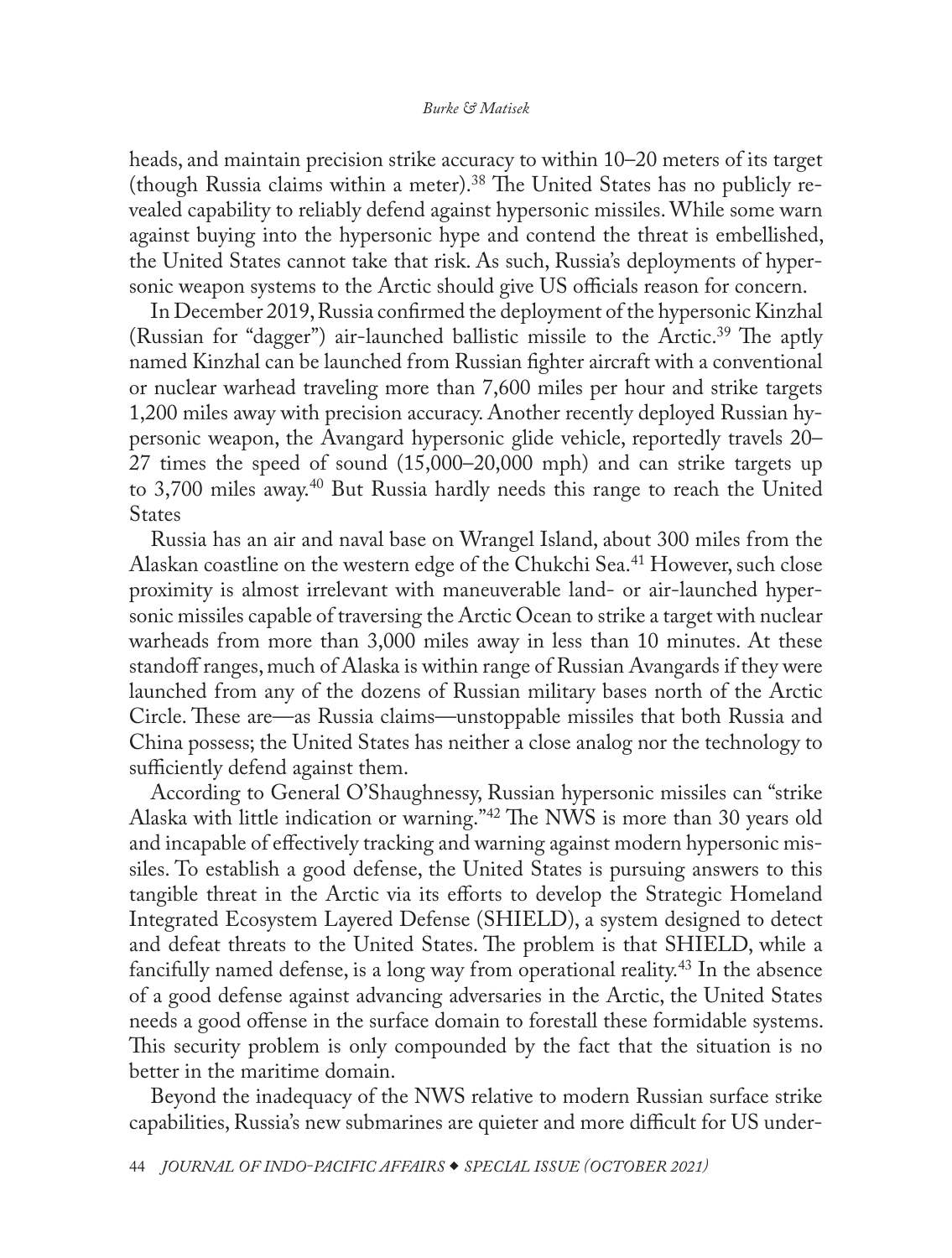heads, and maintain precision strike accuracy to within 10–20 meters of its target (though Russia claims within a meter).[38] The United States has no publicly revealed capability to reliably defend against hypersonic missiles. While some warn against buying into the hypersonic hype and contend the threat is embellished, the United States cannot take that risk. As such, Russia's deployments of hypersonic weapon systems to the Arctic should give US officials reason for concern.

In December 2019, Russia confirmed the deployment of the hypersonic Kinzhal (Russian for "dagger") air-launched ballistic missile to the Arctic.[39] The aptly named Kinzhal can be launched from Russian fighter aircraft with a conventional or nuclear warhead traveling more than 7,600 miles per hour and strike targets 1,200 miles away with precision accuracy. Another recently deployed Russian hypersonic weapon, the Avangard hypersonic glide vehicle, reportedly travels 20–27 times the speed of sound (15,000–20,000 mph) and can strike targets up to 3,700 miles away.[40] But Russia hardly needs this range to reach the United States

Russia has an air and naval base on Wrangel Island, about 300 miles from the Alaskan coastline on the western edge of the Chukchi Sea.[41] However, such close proximity is almost irrelevant with maneuverable land- or air-launched hypersonic missiles capable of traversing the Arctic Ocean to strike a target with nuclear warheads from more than 3,000 miles away in less than 10 minutes. At these standoff ranges, much of Alaska is within range of Russian Avangards if they were launched from any of the dozens of Russian military bases north of the Arctic Circle. These are—as Russia claims—unstoppable missiles that both Russia and China possess; the United States has neither a close analog nor the technology to sufficiently defend against them.

According to General O'Shaughnessy, Russian hypersonic missiles can "strike Alaska with little indication or warning."[42] The NWS is more than 30 years old and incapable of effectively tracking and warning against modern hypersonic missiles. To establish a good defense, the United States is pursuing answers to this tangible threat in the Arctic via its efforts to develop the Strategic Homeland Integrated Ecosystem Layered Defense (SHIELD), a system designed to detect and defeat threats to the United States. The problem is that SHIELD, while a fancifully named defense, is a long way from operational reality.[43] In the absence of a good defense against advancing adversaries in the Arctic, the United States needs a good offense in the surface domain to forestall these formidable systems. This security problem is only compounded by the fact that the situation is no better in the maritime domain.

Beyond the inadequacy of the NWS relative to modern Russian surface strike capabilities, Russia's new submarines are quieter and more difficult for US under-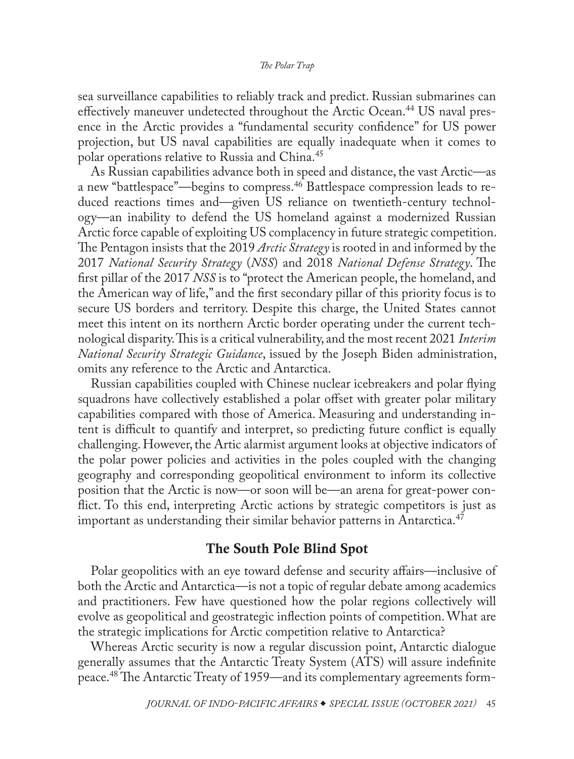sea surveillance capabilities to reliably track and predict. Russian submarines can effectively maneuver undetected throughout the Arctic Ocean.[44] US naval presence in the Arctic provides a "fundamental security confidence" for US power projection, but US naval capabilities are equally inadequate when it comes to polar operations relative to Russia and China.[45]

As Russian capabilities advance both in speed and distance, the vast Arctic—as a new "battlespace"—begins to compress.[46] Battlespace compression leads to reduced reactions times and—given US reliance on twentieth-century technology—an inability to defend the US homeland against a modernized Russian Arctic force capable of exploiting US complacency in future strategic competition. The Pentagon insists that the 2019 *Arctic Strategy* is rooted in and informed by the 2017 *National Security Strategy* (*NSS*) and 2018 *National Defense Strategy*. The first pillar of the 2017 *NSS* is to "protect the American people, the homeland, and the American way of life," and the first secondary pillar of this priority focus is to secure US borders and territory. Despite this charge, the United States cannot meet this intent on its northern Arctic border operating under the current technological disparity. This is a critical vulnerability, and the most recent 2021 *Interim National Security Strategic Guidance*, issued by the Joseph Biden administration, omits any reference to the Arctic and Antarctica.

Russian capabilities coupled with Chinese nuclear icebreakers and polar flying squadrons have collectively established a polar offset with greater polar military capabilities compared with those of America. Measuring and understanding intent is difficult to quantify and interpret, so predicting future conflict is equally challenging. However, the Artic alarmist argument looks at objective indicators of the polar power policies and activities in the poles coupled with the changing geography and corresponding geopolitical environment to inform its collective position that the Arctic is now—or soon will be—an arena for great-power conflict. To this end, interpreting Arctic actions by strategic competitors is just as important as understanding their similar behavior patterns in Antarctica.[47]

## The South Pole Blind Spot

Polar geopolitics with an eye toward defense and security affairs—inclusive of both the Arctic and Antarctica—is not a topic of regular debate among academics and practitioners. Few have questioned how the polar regions collectively will evolve as geopolitical and geostrategic inflection points of competition. What are the strategic implications for Arctic competition relative to Antarctica?

Whereas Arctic security is now a regular discussion point, Antarctic dialogue generally assumes that the Antarctic Treaty System (ATS) will assure indefinite peace.[48] The Antarctic Treaty of 1959—and its complementary agreements form-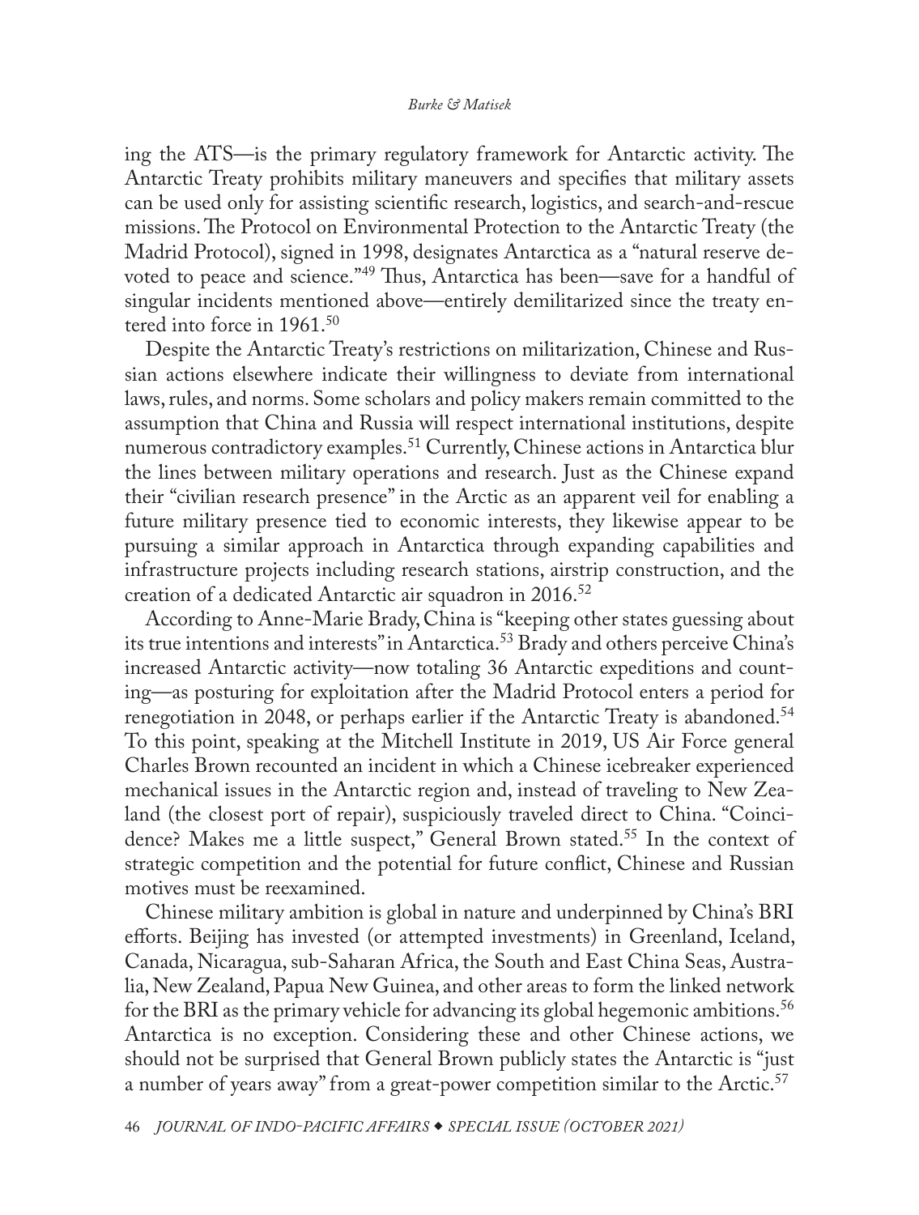ing the ATS—is the primary regulatory framework for Antarctic activity. The Antarctic Treaty prohibits military maneuvers and specifies that military assets can be used only for assisting scientific research, logistics, and search-and-rescue missions. The Protocol on Environmental Protection to the Antarctic Treaty (the Madrid Protocol), signed in 1998, designates Antarctica as a "natural reserve devoted to peace and science."[49] Thus, Antarctica has been—save for a handful of singular incidents mentioned above—entirely demilitarized since the treaty entered into force in 1961.[50]

Despite the Antarctic Treaty's restrictions on militarization, Chinese and Russian actions elsewhere indicate their willingness to deviate from international laws, rules, and norms. Some scholars and policy makers remain committed to the assumption that China and Russia will respect international institutions, despite numerous contradictory examples.[51] Currently, Chinese actions in Antarctica blur the lines between military operations and research. Just as the Chinese expand their "civilian research presence" in the Arctic as an apparent veil for enabling a future military presence tied to economic interests, they likewise appear to be pursuing a similar approach in Antarctica through expanding capabilities and infrastructure projects including research stations, airstrip construction, and the creation of a dedicated Antarctic air squadron in 2016.[52]

According to Anne-Marie Brady, China is "keeping other states guessing about its true intentions and interests" in Antarctica.[53] Brady and others perceive China's increased Antarctic activity—now totaling 36 Antarctic expeditions and counting—as posturing for exploitation after the Madrid Protocol enters a period for renegotiation in 2048, or perhaps earlier if the Antarctic Treaty is abandoned.[54] To this point, speaking at the Mitchell Institute in 2019, US Air Force general Charles Brown recounted an incident in which a Chinese icebreaker experienced mechanical issues in the Antarctic region and, instead of traveling to New Zealand (the closest port of repair), suspiciously traveled direct to China. "Coincidence? Makes me a little suspect," General Brown stated.[55] In the context of strategic competition and the potential for future conflict, Chinese and Russian motives must be reexamined.

Chinese military ambition is global in nature and underpinned by China's BRI efforts. Beijing has invested (or attempted investments) in Greenland, Iceland, Canada, Nicaragua, sub-Saharan Africa, the South and East China Seas, Australia, New Zealand, Papua New Guinea, and other areas to form the linked network for the BRI as the primary vehicle for advancing its global hegemonic ambitions.[56] Antarctica is no exception. Considering these and other Chinese actions, we should not be surprised that General Brown publicly states the Antarctic is "just a number of years away" from a great-power competition similar to the Arctic.[57]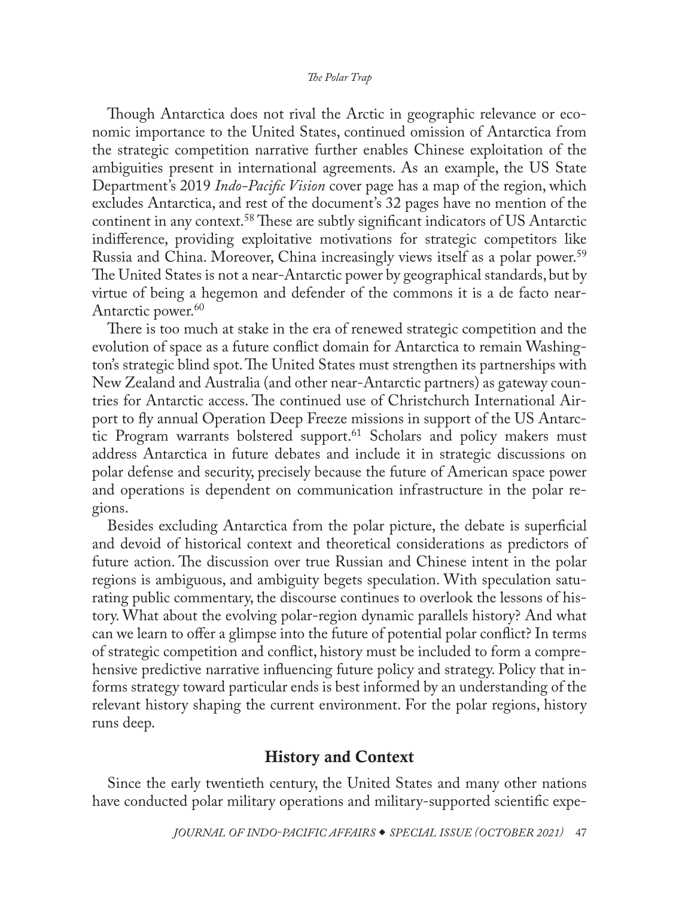Though Antarctica does not rival the Arctic in geographic relevance or economic importance to the United States, continued omission of Antarctica from the strategic competition narrative further enables Chinese exploitation of the ambiguities present in international agreements. As an example, the US State Department's 2019 *Indo-Pacific Vision* cover page has a map of the region, which excludes Antarctica, and rest of the document's 32 pages have no mention of the continent in any context.[58] These are subtly significant indicators of US Antarctic indifference, providing exploitative motivations for strategic competitors like Russia and China. Moreover, China increasingly views itself as a polar power.[59] The United States is not a near-Antarctic power by geographical standards, but by virtue of being a hegemon and defender of the commons it is a de facto near-Antarctic power.[60]

There is too much at stake in the era of renewed strategic competition and the evolution of space as a future conflict domain for Antarctica to remain Washington's strategic blind spot. The United States must strengthen its partnerships with New Zealand and Australia (and other near-Antarctic partners) as gateway countries for Antarctic access. The continued use of Christchurch International Airport to fly annual Operation Deep Freeze missions in support of the US Antarctic Program warrants bolstered support.[61] Scholars and policy makers must address Antarctica in future debates and include it in strategic discussions on polar defense and security, precisely because the future of American space power and operations is dependent on communication infrastructure in the polar regions.

Besides excluding Antarctica from the polar picture, the debate is superficial and devoid of historical context and theoretical considerations as predictors of future action. The discussion over true Russian and Chinese intent in the polar regions is ambiguous, and ambiguity begets speculation. With speculation saturating public commentary, the discourse continues to overlook the lessons of history. What about the evolving polar-region dynamic parallels history? And what can we learn to offer a glimpse into the future of potential polar conflict? In terms of strategic competition and conflict, history must be included to form a comprehensive predictive narrative influencing future policy and strategy. Policy that informs strategy toward particular ends is best informed by an understanding of the relevant history shaping the current environment. For the polar regions, history runs deep.

## History and Context

Since the early twentieth century, the United States and many other nations have conducted polar military operations and military-supported scientific expe-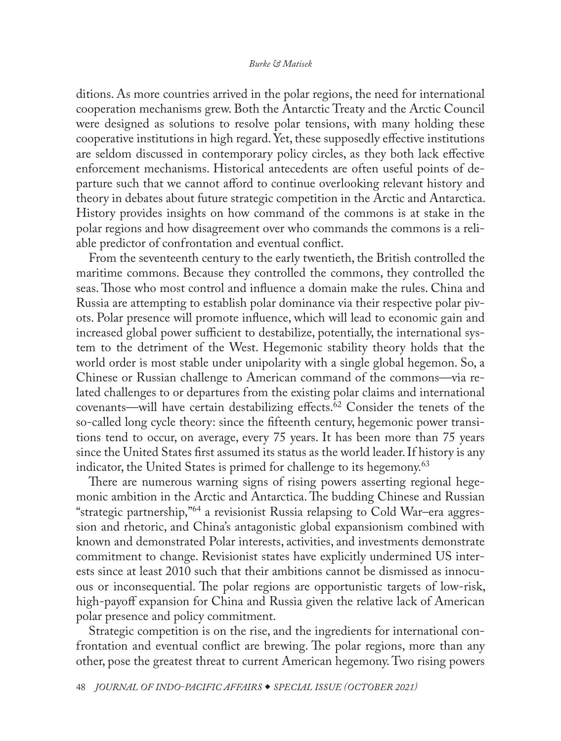ditions. As more countries arrived in the polar regions, the need for international cooperation mechanisms grew. Both the Antarctic Treaty and the Arctic Council were designed as solutions to resolve polar tensions, with many holding these cooperative institutions in high regard. Yet, these supposedly effective institutions are seldom discussed in contemporary policy circles, as they both lack effective enforcement mechanisms. Historical antecedents are often useful points of departure such that we cannot afford to continue overlooking relevant history and theory in debates about future strategic competition in the Arctic and Antarctica. History provides insights on how command of the commons is at stake in the polar regions and how disagreement over who commands the commons is a reliable predictor of confrontation and eventual conflict.

From the seventeenth century to the early twentieth, the British controlled the maritime commons. Because they controlled the commons, they controlled the seas. Those who most control and influence a domain make the rules. China and Russia are attempting to establish polar dominance via their respective polar pivots. Polar presence will promote influence, which will lead to economic gain and increased global power sufficient to destabilize, potentially, the international system to the detriment of the West. Hegemonic stability theory holds that the world order is most stable under unipolarity with a single global hegemon. So, a Chinese or Russian challenge to American command of the commons—via related challenges to or departures from the existing polar claims and international covenants—will have certain destabilizing effects.[62] Consider the tenets of the so-called long cycle theory: since the fifteenth century, hegemonic power transitions tend to occur, on average, every 75 years. It has been more than 75 years since the United States first assumed its status as the world leader. If history is any indicator, the United States is primed for challenge to its hegemony.[63]

There are numerous warning signs of rising powers asserting regional hegemonic ambition in the Arctic and Antarctica. The budding Chinese and Russian "strategic partnership,"[64] a revisionist Russia relapsing to Cold War–era aggression and rhetoric, and China's antagonistic global expansionism combined with known and demonstrated Polar interests, activities, and investments demonstrate commitment to change. Revisionist states have explicitly undermined US interests since at least 2010 such that their ambitions cannot be dismissed as innocuous or inconsequential. The polar regions are opportunistic targets of low-risk, high-payoff expansion for China and Russia given the relative lack of American polar presence and policy commitment.

Strategic competition is on the rise, and the ingredients for international confrontation and eventual conflict are brewing. The polar regions, more than any other, pose the greatest threat to current American hegemony. Two rising powers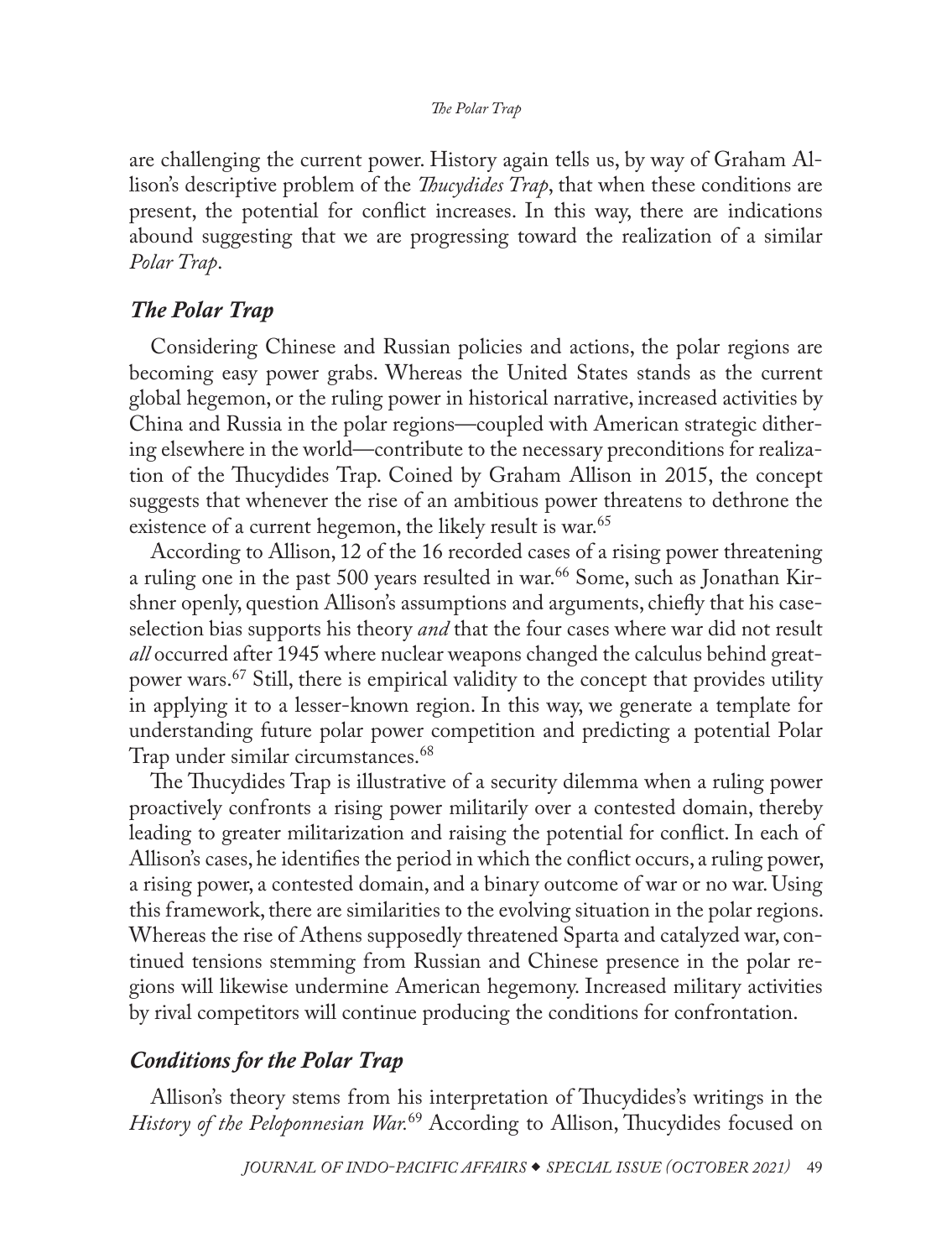are challenging the current power. History again tells us, by way of Graham Allison's descriptive problem of the *Thucydides Trap*, that when these conditions are present, the potential for conflict increases. In this way, there are indications abound suggesting that we are progressing toward the realization of a similar *Polar Trap*.

## *The Polar Trap*

Considering Chinese and Russian policies and actions, the polar regions are becoming easy power grabs. Whereas the United States stands as the current global hegemon, or the ruling power in historical narrative, increased activities by China and Russia in the polar regions—coupled with American strategic dithering elsewhere in the world—contribute to the necessary preconditions for realization of the Thucydides Trap. Coined by Graham Allison in 2015, the concept suggests that whenever the rise of an ambitious power threatens to dethrone the existence of a current hegemon, the likely result is war.[65]

According to Allison, 12 of the 16 recorded cases of a rising power threatening a ruling one in the past 500 years resulted in war.[66] Some, such as Jonathan Kirshner openly, question Allison's assumptions and arguments, chiefly that his case-selection bias supports his theory *and* that the four cases where war did not result *all* occurred after 1945 where nuclear weapons changed the calculus behind great-power wars.[67] Still, there is empirical validity to the concept that provides utility in applying it to a lesser-known region. In this way, we generate a template for understanding future polar power competition and predicting a potential Polar Trap under similar circumstances.[68]

The Thucydides Trap is illustrative of a security dilemma when a ruling power proactively confronts a rising power militarily over a contested domain, thereby leading to greater militarization and raising the potential for conflict. In each of Allison's cases, he identifies the period in which the conflict occurs, a ruling power, a rising power, a contested domain, and a binary outcome of war or no war. Using this framework, there are similarities to the evolving situation in the polar regions. Whereas the rise of Athens supposedly threatened Sparta and catalyzed war, continued tensions stemming from Russian and Chinese presence in the polar regions will likewise undermine American hegemony. Increased military activities by rival competitors will continue producing the conditions for confrontation.

## *Conditions for the Polar Trap*

Allison's theory stems from his interpretation of Thucydides's writings in the *History of the Peloponnesian War.*[69] According to Allison, Thucydides focused on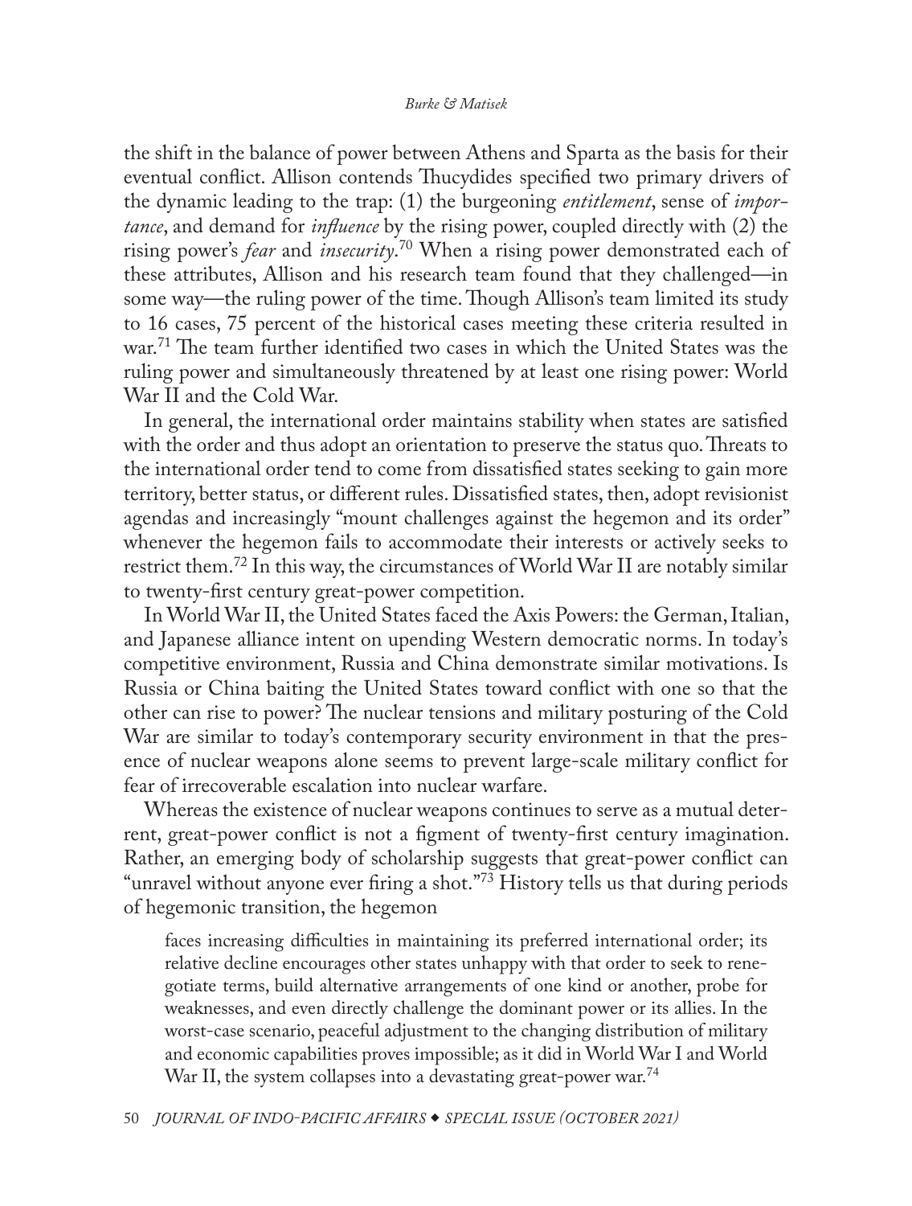the shift in the balance of power between Athens and Sparta as the basis for their eventual conflict. Allison contends Thucydides specified two primary drivers of the dynamic leading to the trap: (1) the burgeoning *entitlement*, sense of *importance*, and demand for *influence* by the rising power, coupled directly with (2) the rising power's *fear* and *insecurity*.[70] When a rising power demonstrated each of these attributes, Allison and his research team found that they challenged—in some way—the ruling power of the time. Though Allison's team limited its study to 16 cases, 75 percent of the historical cases meeting these criteria resulted in war.[71] The team further identified two cases in which the United States was the ruling power and simultaneously threatened by at least one rising power: World War II and the Cold War.

In general, the international order maintains stability when states are satisfied with the order and thus adopt an orientation to preserve the status quo. Threats to the international order tend to come from dissatisfied states seeking to gain more territory, better status, or different rules. Dissatisfied states, then, adopt revisionist agendas and increasingly "mount challenges against the hegemon and its order" whenever the hegemon fails to accommodate their interests or actively seeks to restrict them.[72] In this way, the circumstances of World War II are notably similar to twenty-first century great-power competition.

In World War II, the United States faced the Axis Powers: the German, Italian, and Japanese alliance intent on upending Western democratic norms. In today's competitive environment, Russia and China demonstrate similar motivations. Is Russia or China baiting the United States toward conflict with one so that the other can rise to power? The nuclear tensions and military posturing of the Cold War are similar to today's contemporary security environment in that the presence of nuclear weapons alone seems to prevent large-scale military conflict for fear of irrecoverable escalation into nuclear warfare.

Whereas the existence of nuclear weapons continues to serve as a mutual deterrent, great-power conflict is not a figment of twenty-first century imagination. Rather, an emerging body of scholarship suggests that great-power conflict can "unravel without anyone ever firing a shot."[73] History tells us that during periods of hegemonic transition, the hegemon

> faces increasing difficulties in maintaining its preferred international order; its relative decline encourages other states unhappy with that order to seek to renegotiate terms, build alternative arrangements of one kind or another, probe for weaknesses, and even directly challenge the dominant power or its allies. In the worst-case scenario, peaceful adjustment to the changing distribution of military and economic capabilities proves impossible; as it did in World War I and World War II, the system collapses into a devastating great-power war.[74]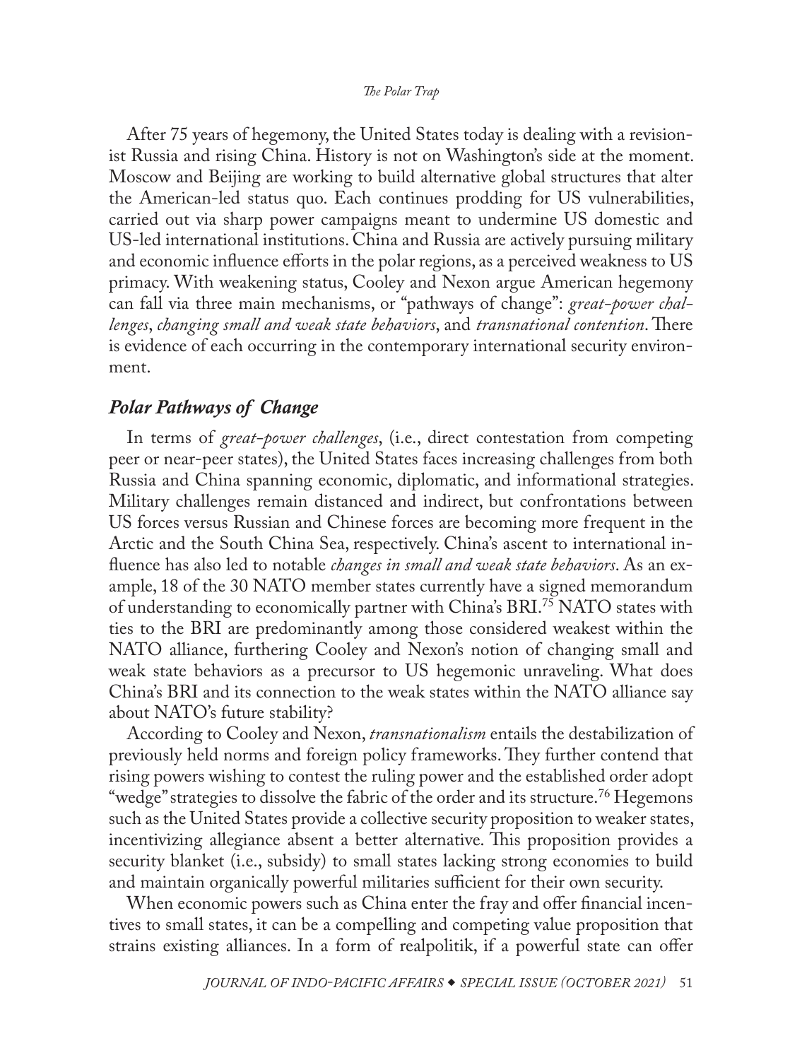After 75 years of hegemony, the United States today is dealing with a revisionist Russia and rising China. History is not on Washington's side at the moment. Moscow and Beijing are working to build alternative global structures that alter the American-led status quo. Each continues prodding for US vulnerabilities, carried out via sharp power campaigns meant to undermine US domestic and US-led international institutions. China and Russia are actively pursuing military and economic influence efforts in the polar regions, as a perceived weakness to US primacy. With weakening status, Cooley and Nexon argue American hegemony can fall via three main mechanisms, or "pathways of change": *great-power challenges*, *changing small and weak state behaviors*, and *transnational contention*. There is evidence of each occurring in the contemporary international security environment.

## *Polar Pathways of Change*

In terms of *great-power challenges*, (i.e., direct contestation from competing peer or near-peer states), the United States faces increasing challenges from both Russia and China spanning economic, diplomatic, and informational strategies. Military challenges remain distanced and indirect, but confrontations between US forces versus Russian and Chinese forces are becoming more frequent in the Arctic and the South China Sea, respectively. China's ascent to international influence has also led to notable *changes in small and weak state behaviors*. As an example, 18 of the 30 NATO member states currently have a signed memorandum of understanding to economically partner with China's BRI.[75] NATO states with ties to the BRI are predominantly among those considered weakest within the NATO alliance, furthering Cooley and Nexon's notion of changing small and weak state behaviors as a precursor to US hegemonic unraveling. What does China's BRI and its connection to the weak states within the NATO alliance say about NATO's future stability?

According to Cooley and Nexon, *transnationalism* entails the destabilization of previously held norms and foreign policy frameworks. They further contend that rising powers wishing to contest the ruling power and the established order adopt "wedge" strategies to dissolve the fabric of the order and its structure.[76] Hegemons such as the United States provide a collective security proposition to weaker states, incentivizing allegiance absent a better alternative. This proposition provides a security blanket (i.e., subsidy) to small states lacking strong economies to build and maintain organically powerful militaries sufficient for their own security.

When economic powers such as China enter the fray and offer financial incentives to small states, it can be a compelling and competing value proposition that strains existing alliances. In a form of realpolitik, if a powerful state can offer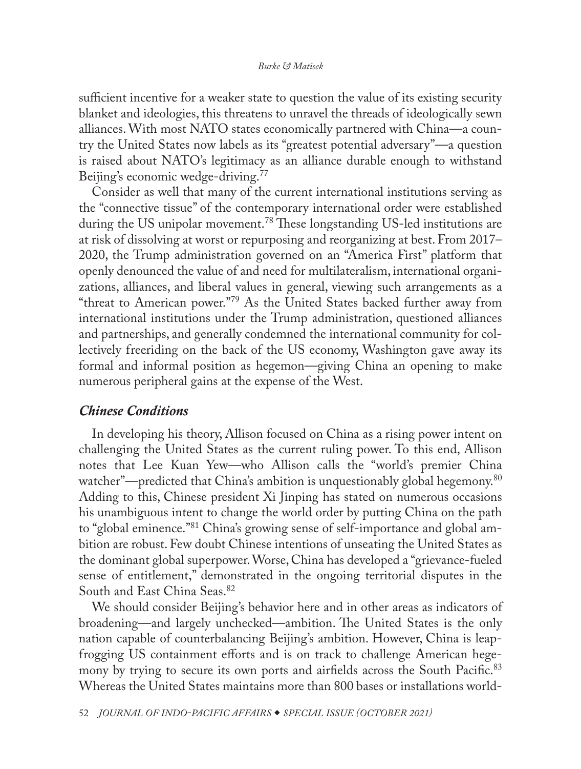sufficient incentive for a weaker state to question the value of its existing security blanket and ideologies, this threatens to unravel the threads of ideologically sewn alliances. With most NATO states economically partnered with China—a country the United States now labels as its "greatest potential adversary"—a question is raised about NATO's legitimacy as an alliance durable enough to withstand Beijing's economic wedge-driving.[77]

Consider as well that many of the current international institutions serving as the "connective tissue" of the contemporary international order were established during the US unipolar movement.[78] These longstanding US-led institutions are at risk of dissolving at worst or repurposing and reorganizing at best. From 2017–2020, the Trump administration governed on an "America First" platform that openly denounced the value of and need for multilateralism, international organizations, alliances, and liberal values in general, viewing such arrangements as a "threat to American power."[79] As the United States backed further away from international institutions under the Trump administration, questioned alliances and partnerships, and generally condemned the international community for collectively freeriding on the back of the US economy, Washington gave away its formal and informal position as hegemon—giving China an opening to make numerous peripheral gains at the expense of the West.

### *Chinese Conditions*

In developing his theory, Allison focused on China as a rising power intent on challenging the United States as the current ruling power. To this end, Allison notes that Lee Kuan Yew—who Allison calls the "world's premier China watcher"—predicted that China's ambition is unquestionably global hegemony.[80] Adding to this, Chinese president Xi Jinping has stated on numerous occasions his unambiguous intent to change the world order by putting China on the path to "global eminence."[81] China's growing sense of self-importance and global ambition are robust. Few doubt Chinese intentions of unseating the United States as the dominant global superpower. Worse, China has developed a "grievance-fueled sense of entitlement," demonstrated in the ongoing territorial disputes in the South and East China Seas.[82]

We should consider Beijing's behavior here and in other areas as indicators of broadening—and largely unchecked—ambition. The United States is the only nation capable of counterbalancing Beijing's ambition. However, China is leapfrogging US containment efforts and is on track to challenge American hegemony by trying to secure its own ports and airfields across the South Pacific.[83] Whereas the United States maintains more than 800 bases or installations world-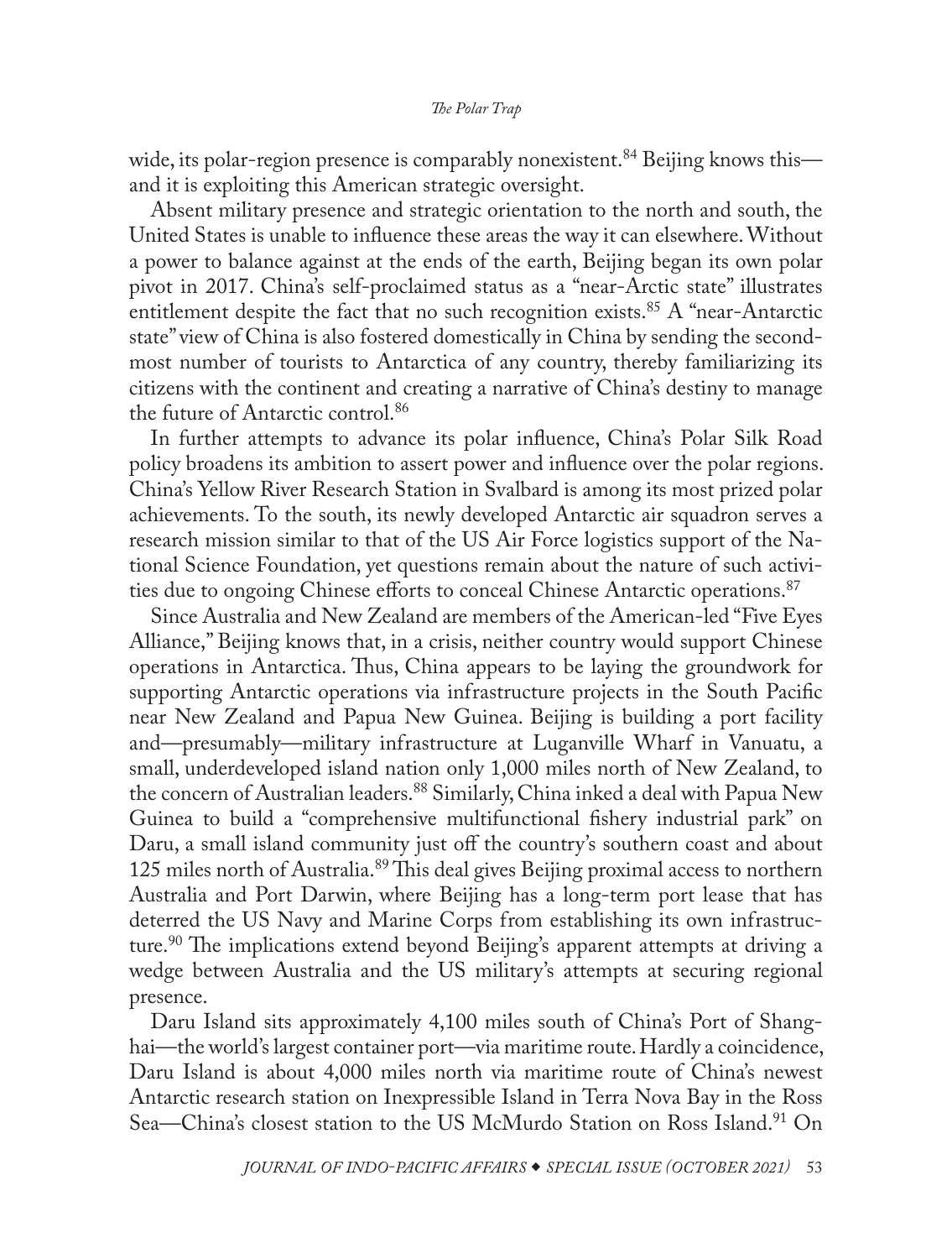wide, its polar-region presence is comparably nonexistent.[84] Beijing knows this—and it is exploiting this American strategic oversight.

Absent military presence and strategic orientation to the north and south, the United States is unable to influence these areas the way it can elsewhere. Without a power to balance against at the ends of the earth, Beijing began its own polar pivot in 2017. China's self-proclaimed status as a "near-Arctic state" illustrates entitlement despite the fact that no such recognition exists.[85] A "near-Antarctic state" view of China is also fostered domestically in China by sending the second-most number of tourists to Antarctica of any country, thereby familiarizing its citizens with the continent and creating a narrative of China's destiny to manage the future of Antarctic control.[86]

In further attempts to advance its polar influence, China's Polar Silk Road policy broadens its ambition to assert power and influence over the polar regions. China's Yellow River Research Station in Svalbard is among its most prized polar achievements. To the south, its newly developed Antarctic air squadron serves a research mission similar to that of the US Air Force logistics support of the National Science Foundation, yet questions remain about the nature of such activities due to ongoing Chinese efforts to conceal Chinese Antarctic operations.[87]

Since Australia and New Zealand are members of the American-led "Five Eyes Alliance," Beijing knows that, in a crisis, neither country would support Chinese operations in Antarctica. Thus, China appears to be laying the groundwork for supporting Antarctic operations via infrastructure projects in the South Pacific near New Zealand and Papua New Guinea. Beijing is building a port facility and—presumably—military infrastructure at Luganville Wharf in Vanuatu, a small, underdeveloped island nation only 1,000 miles north of New Zealand, to the concern of Australian leaders.[88] Similarly, China inked a deal with Papua New Guinea to build a "comprehensive multifunctional fishery industrial park" on Daru, a small island community just off the country's southern coast and about 125 miles north of Australia.[89] This deal gives Beijing proximal access to northern Australia and Port Darwin, where Beijing has a long-term port lease that has deterred the US Navy and Marine Corps from establishing its own infrastructure.[90] The implications extend beyond Beijing's apparent attempts at driving a wedge between Australia and the US military's attempts at securing regional presence.

Daru Island sits approximately 4,100 miles south of China's Port of Shanghai—the world's largest container port—via maritime route. Hardly a coincidence, Daru Island is about 4,000 miles north via maritime route of China's newest Antarctic research station on Inexpressible Island in Terra Nova Bay in the Ross Sea—China's closest station to the US McMurdo Station on Ross Island.[91] On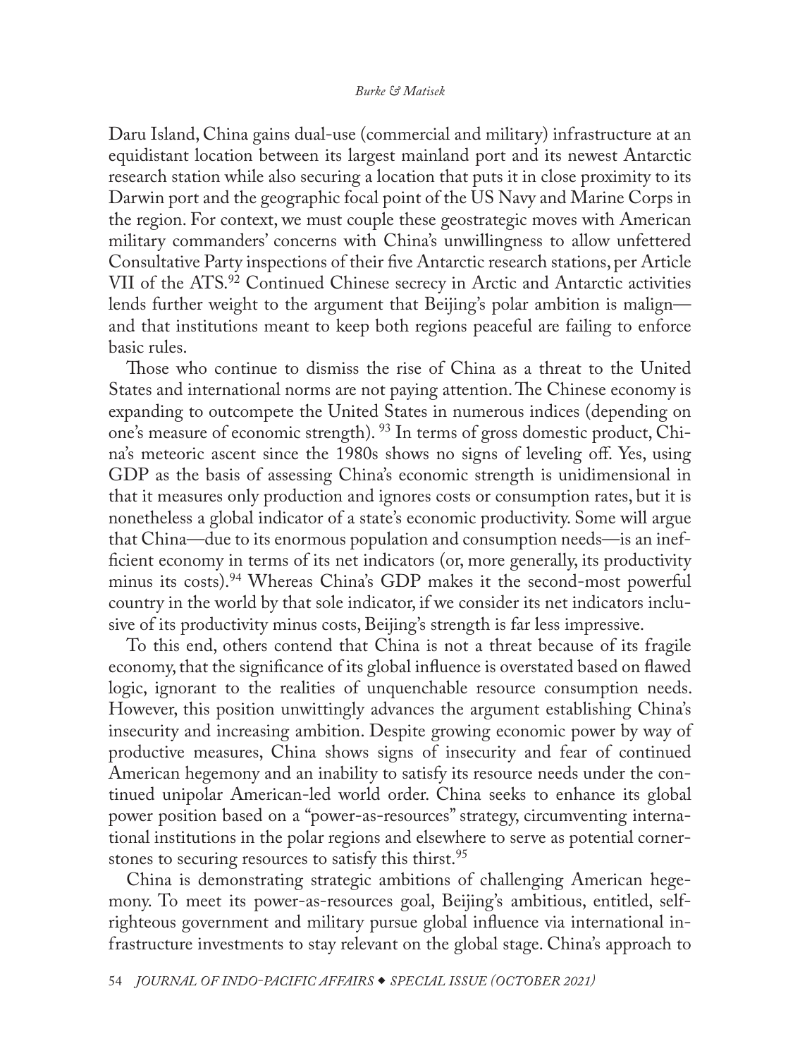Daru Island, China gains dual-use (commercial and military) infrastructure at an equidistant location between its largest mainland port and its newest Antarctic research station while also securing a location that puts it in close proximity to its Darwin port and the geographic focal point of the US Navy and Marine Corps in the region. For context, we must couple these geostrategic moves with American military commanders' concerns with China's unwillingness to allow unfettered Consultative Party inspections of their five Antarctic research stations, per Article VII of the ATS.[92] Continued Chinese secrecy in Arctic and Antarctic activities lends further weight to the argument that Beijing's polar ambition is malign—and that institutions meant to keep both regions peaceful are failing to enforce basic rules.

Those who continue to dismiss the rise of China as a threat to the United States and international norms are not paying attention. The Chinese economy is expanding to outcompete the United States in numerous indices (depending on one's measure of economic strength). [93] In terms of gross domestic product, China's meteoric ascent since the 1980s shows no signs of leveling off. Yes, using GDP as the basis of assessing China's economic strength is unidimensional in that it measures only production and ignores costs or consumption rates, but it is nonetheless a global indicator of a state's economic productivity. Some will argue that China—due to its enormous population and consumption needs—is an inefficient economy in terms of its net indicators (or, more generally, its productivity minus its costs).[94] Whereas China's GDP makes it the second-most powerful country in the world by that sole indicator, if we consider its net indicators inclusive of its productivity minus costs, Beijing's strength is far less impressive.

To this end, others contend that China is not a threat because of its fragile economy, that the significance of its global influence is overstated based on flawed logic, ignorant to the realities of unquenchable resource consumption needs. However, this position unwittingly advances the argument establishing China's insecurity and increasing ambition. Despite growing economic power by way of productive measures, China shows signs of insecurity and fear of continued American hegemony and an inability to satisfy its resource needs under the continued unipolar American-led world order. China seeks to enhance its global power position based on a "power-as-resources" strategy, circumventing international institutions in the polar regions and elsewhere to serve as potential cornerstones to securing resources to satisfy this thirst.[95]

China is demonstrating strategic ambitions of challenging American hegemony. To meet its power-as-resources goal, Beijing's ambitious, entitled, self-righteous government and military pursue global influence via international infrastructure investments to stay relevant on the global stage. China's approach to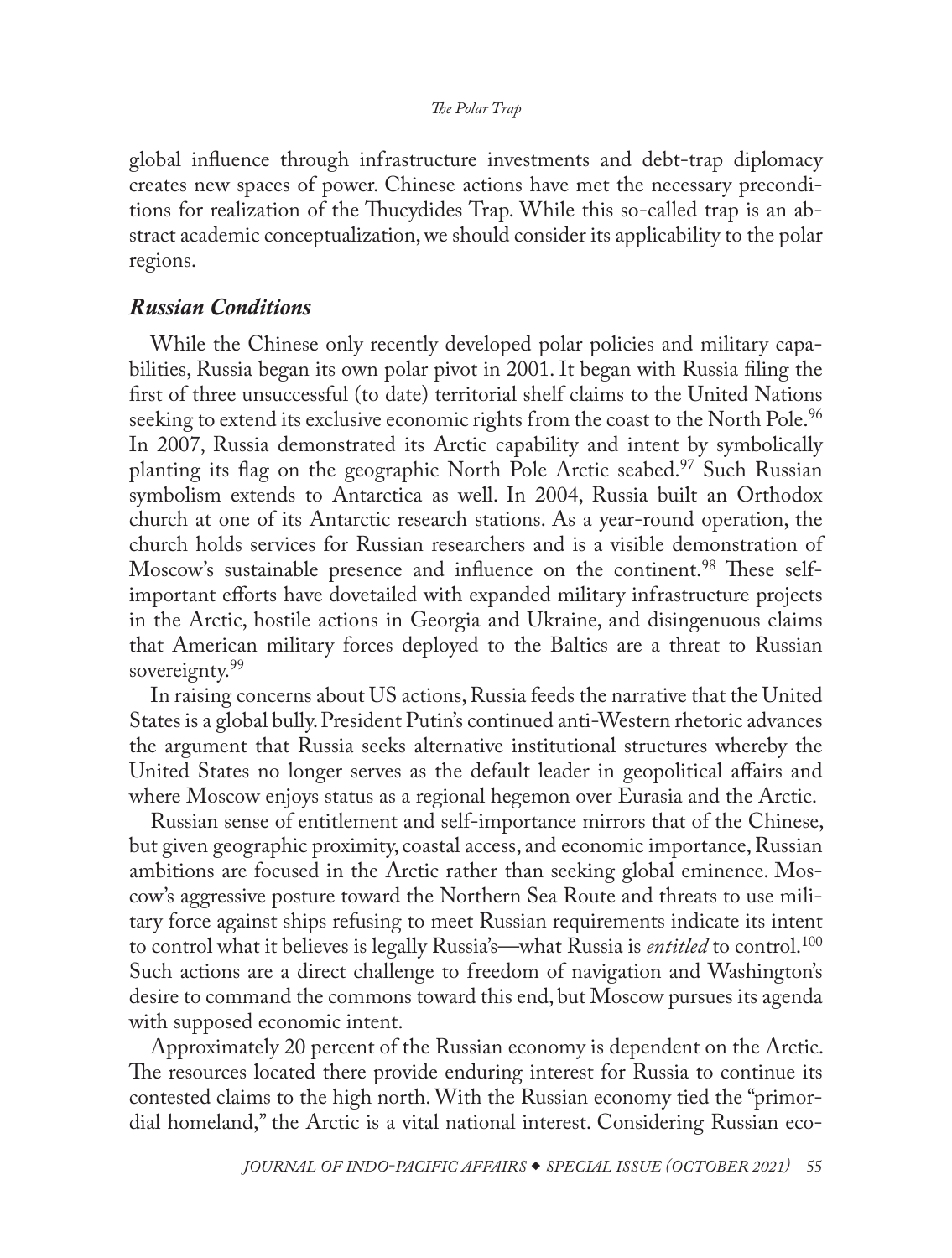global influence through infrastructure investments and debt-trap diplomacy creates new spaces of power. Chinese actions have met the necessary preconditions for realization of the Thucydides Trap. While this so-called trap is an abstract academic conceptualization, we should consider its applicability to the polar regions.

### *Russian Conditions*

While the Chinese only recently developed polar policies and military capabilities, Russia began its own polar pivot in 2001. It began with Russia filing the first of three unsuccessful (to date) territorial shelf claims to the United Nations seeking to extend its exclusive economic rights from the coast to the North Pole.[96] In 2007, Russia demonstrated its Arctic capability and intent by symbolically planting its flag on the geographic North Pole Arctic seabed.[97] Such Russian symbolism extends to Antarctica as well. In 2004, Russia built an Orthodox church at one of its Antarctic research stations. As a year-round operation, the church holds services for Russian researchers and is a visible demonstration of Moscow's sustainable presence and influence on the continent.[98] These self-important efforts have dovetailed with expanded military infrastructure projects in the Arctic, hostile actions in Georgia and Ukraine, and disingenuous claims that American military forces deployed to the Baltics are a threat to Russian sovereignty.[99]

In raising concerns about US actions, Russia feeds the narrative that the United States is a global bully. President Putin's continued anti-Western rhetoric advances the argument that Russia seeks alternative institutional structures whereby the United States no longer serves as the default leader in geopolitical affairs and where Moscow enjoys status as a regional hegemon over Eurasia and the Arctic.

Russian sense of entitlement and self-importance mirrors that of the Chinese, but given geographic proximity, coastal access, and economic importance, Russian ambitions are focused in the Arctic rather than seeking global eminence. Moscow's aggressive posture toward the Northern Sea Route and threats to use military force against ships refusing to meet Russian requirements indicate its intent to control what it believes is legally Russia's—what Russia is *entitled* to control.[100] Such actions are a direct challenge to freedom of navigation and Washington's desire to command the commons toward this end, but Moscow pursues its agenda with supposed economic intent.

Approximately 20 percent of the Russian economy is dependent on the Arctic. The resources located there provide enduring interest for Russia to continue its contested claims to the high north. With the Russian economy tied the "primordial homeland," the Arctic is a vital national interest. Considering Russian eco-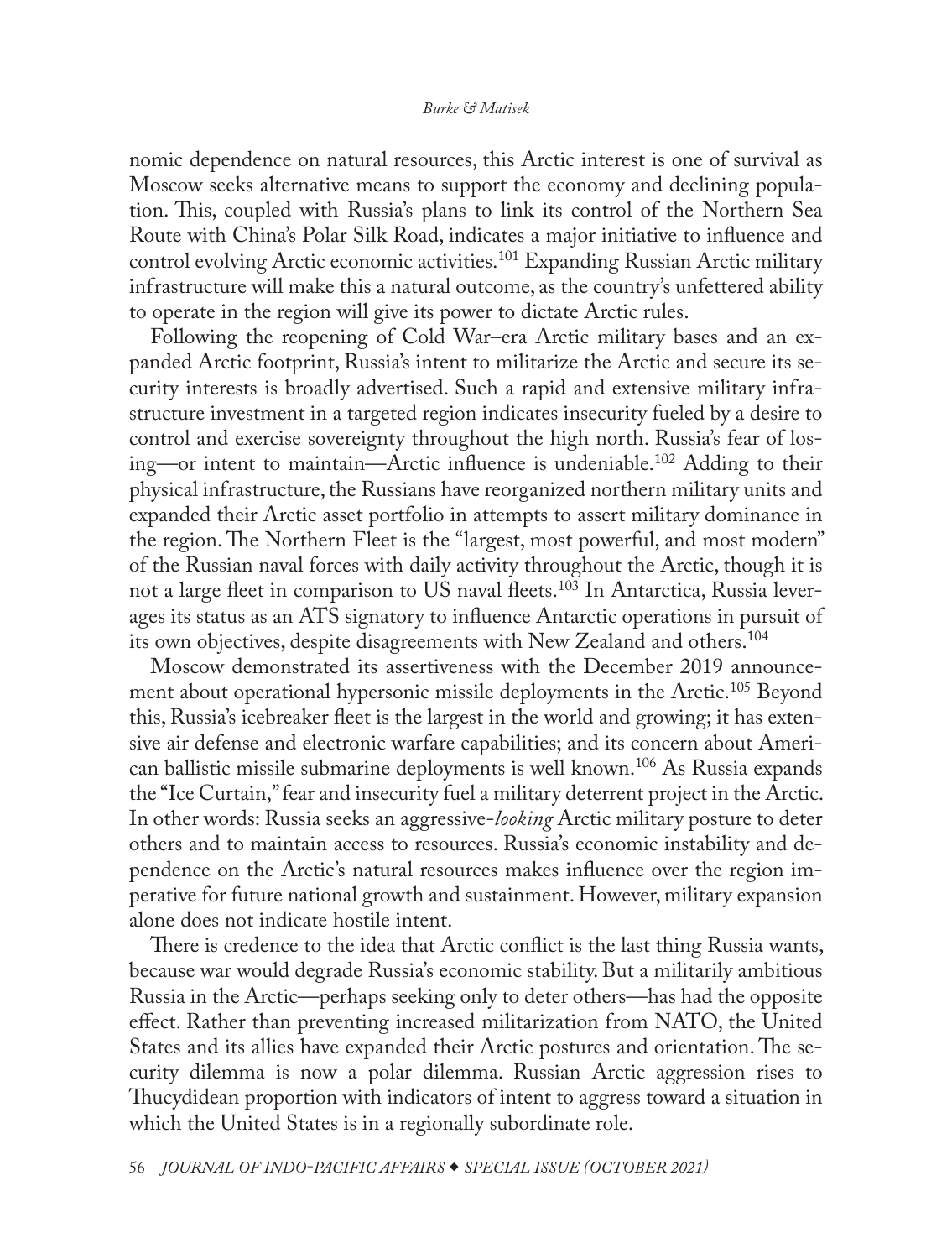nomic dependence on natural resources, this Arctic interest is one of survival as Moscow seeks alternative means to support the economy and declining population. This, coupled with Russia's plans to link its control of the Northern Sea Route with China's Polar Silk Road, indicates a major initiative to influence and control evolving Arctic economic activities.[101] Expanding Russian Arctic military infrastructure will make this a natural outcome, as the country's unfettered ability to operate in the region will give its power to dictate Arctic rules.

Following the reopening of Cold War–era Arctic military bases and an expanded Arctic footprint, Russia's intent to militarize the Arctic and secure its security interests is broadly advertised. Such a rapid and extensive military infrastructure investment in a targeted region indicates insecurity fueled by a desire to control and exercise sovereignty throughout the high north. Russia's fear of losing—or intent to maintain—Arctic influence is undeniable.[102] Adding to their physical infrastructure, the Russians have reorganized northern military units and expanded their Arctic asset portfolio in attempts to assert military dominance in the region. The Northern Fleet is the "largest, most powerful, and most modern" of the Russian naval forces with daily activity throughout the Arctic, though it is not a large fleet in comparison to US naval fleets.[103] In Antarctica, Russia leverages its status as an ATS signatory to influence Antarctic operations in pursuit of its own objectives, despite disagreements with New Zealand and others.[104]

Moscow demonstrated its assertiveness with the December 2019 announcement about operational hypersonic missile deployments in the Arctic.[105] Beyond this, Russia's icebreaker fleet is the largest in the world and growing; it has extensive air defense and electronic warfare capabilities; and its concern about American ballistic missile submarine deployments is well known.[106] As Russia expands the "Ice Curtain," fear and insecurity fuel a military deterrent project in the Arctic. In other words: Russia seeks an aggressive-*looking* Arctic military posture to deter others and to maintain access to resources. Russia's economic instability and dependence on the Arctic's natural resources makes influence over the region imperative for future national growth and sustainment. However, military expansion alone does not indicate hostile intent.

There is credence to the idea that Arctic conflict is the last thing Russia wants, because war would degrade Russia's economic stability. But a militarily ambitious Russia in the Arctic—perhaps seeking only to deter others—has had the opposite effect. Rather than preventing increased militarization from NATO, the United States and its allies have expanded their Arctic postures and orientation. The security dilemma is now a polar dilemma. Russian Arctic aggression rises to Thucydidean proportion with indicators of intent to aggress toward a situation in which the United States is in a regionally subordinate role.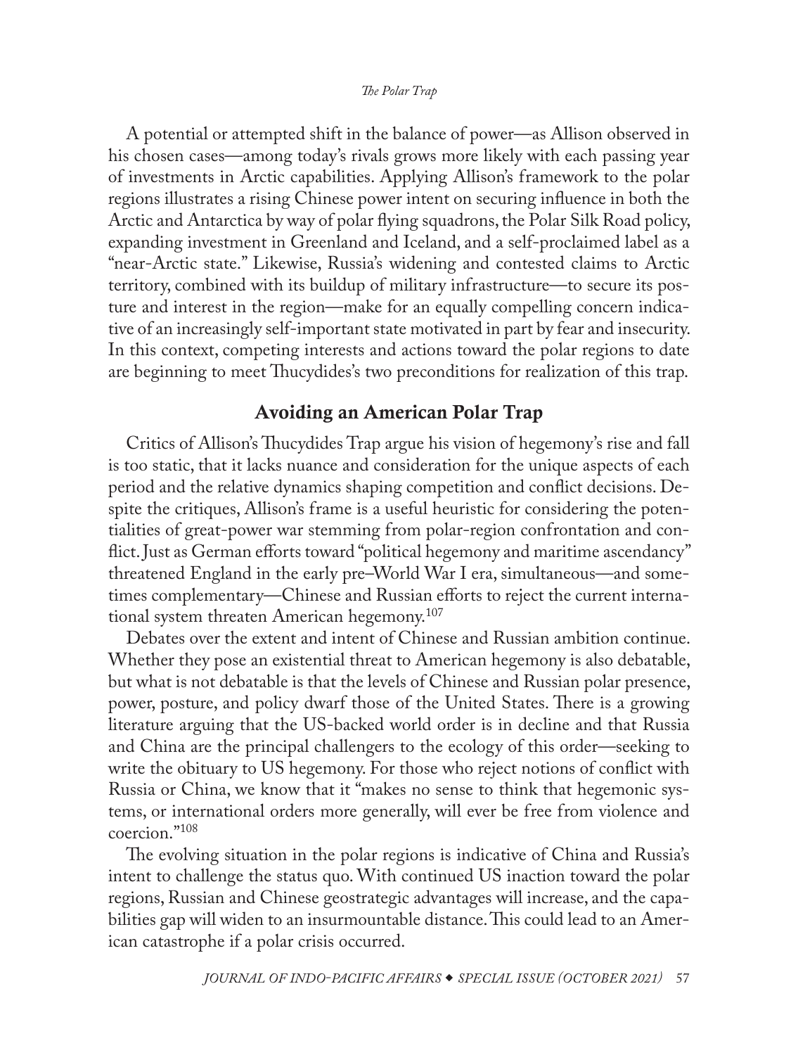A potential or attempted shift in the balance of power—as Allison observed in his chosen cases—among today's rivals grows more likely with each passing year of investments in Arctic capabilities. Applying Allison's framework to the polar regions illustrates a rising Chinese power intent on securing influence in both the Arctic and Antarctica by way of polar flying squadrons, the Polar Silk Road policy, expanding investment in Greenland and Iceland, and a self-proclaimed label as a "near-Arctic state." Likewise, Russia's widening and contested claims to Arctic territory, combined with its buildup of military infrastructure—to secure its posture and interest in the region—make for an equally compelling concern indicative of an increasingly self-important state motivated in part by fear and insecurity. In this context, competing interests and actions toward the polar regions to date are beginning to meet Thucydides's two preconditions for realization of this trap.

## Avoiding an American Polar Trap

Critics of Allison's Thucydides Trap argue his vision of hegemony's rise and fall is too static, that it lacks nuance and consideration for the unique aspects of each period and the relative dynamics shaping competition and conflict decisions. Despite the critiques, Allison's frame is a useful heuristic for considering the potentialities of great-power war stemming from polar-region confrontation and conflict. Just as German efforts toward "political hegemony and maritime ascendancy" threatened England in the early pre–World War I era, simultaneous—and sometimes complementary—Chinese and Russian efforts to reject the current international system threaten American hegemony.[107]

Debates over the extent and intent of Chinese and Russian ambition continue. Whether they pose an existential threat to American hegemony is also debatable, but what is not debatable is that the levels of Chinese and Russian polar presence, power, posture, and policy dwarf those of the United States. There is a growing literature arguing that the US-backed world order is in decline and that Russia and China are the principal challengers to the ecology of this order—seeking to write the obituary to US hegemony. For those who reject notions of conflict with Russia or China, we know that it "makes no sense to think that hegemonic systems, or international orders more generally, will ever be free from violence and coercion."[108]

The evolving situation in the polar regions is indicative of China and Russia's intent to challenge the status quo. With continued US inaction toward the polar regions, Russian and Chinese geostrategic advantages will increase, and the capabilities gap will widen to an insurmountable distance. This could lead to an American catastrophe if a polar crisis occurred.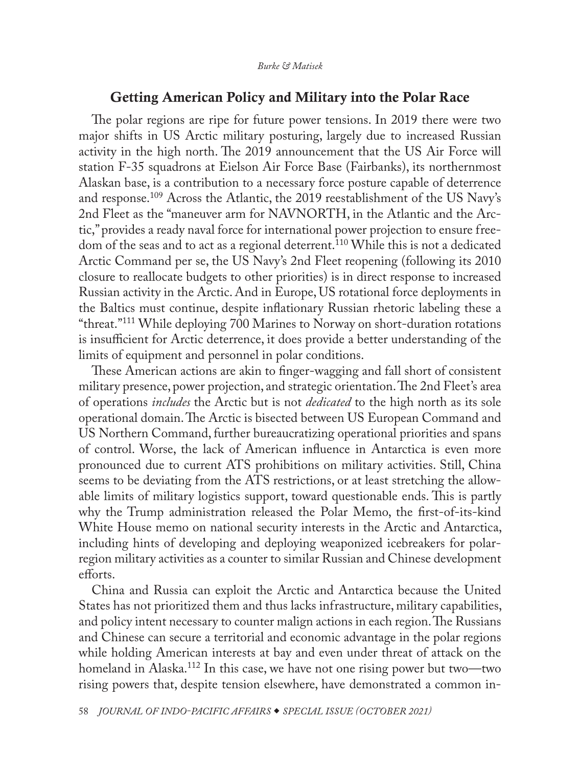## Getting American Policy and Military into the Polar Race

The polar regions are ripe for future power tensions. In 2019 there were two major shifts in US Arctic military posturing, largely due to increased Russian activity in the high north. The 2019 announcement that the US Air Force will station F-35 squadrons at Eielson Air Force Base (Fairbanks), its northernmost Alaskan base, is a contribution to a necessary force posture capable of deterrence and response.[109] Across the Atlantic, the 2019 reestablishment of the US Navy's 2nd Fleet as the "maneuver arm for NAVNORTH, in the Atlantic and the Arctic," provides a ready naval force for international power projection to ensure freedom of the seas and to act as a regional deterrent.[110] While this is not a dedicated Arctic Command per se, the US Navy's 2nd Fleet reopening (following its 2010 closure to reallocate budgets to other priorities) is in direct response to increased Russian activity in the Arctic. And in Europe, US rotational force deployments in the Baltics must continue, despite inflationary Russian rhetoric labeling these a "threat."[111] While deploying 700 Marines to Norway on short-duration rotations is insufficient for Arctic deterrence, it does provide a better understanding of the limits of equipment and personnel in polar conditions.

These American actions are akin to finger-wagging and fall short of consistent military presence, power projection, and strategic orientation. The 2nd Fleet's area of operations *includes* the Arctic but is not *dedicated* to the high north as its sole operational domain. The Arctic is bisected between US European Command and US Northern Command, further bureaucratizing operational priorities and spans of control. Worse, the lack of American influence in Antarctica is even more pronounced due to current ATS prohibitions on military activities. Still, China seems to be deviating from the ATS restrictions, or at least stretching the allowable limits of military logistics support, toward questionable ends. This is partly why the Trump administration released the Polar Memo, the first-of-its-kind White House memo on national security interests in the Arctic and Antarctica, including hints of developing and deploying weaponized icebreakers for polar-region military activities as a counter to similar Russian and Chinese development efforts.

China and Russia can exploit the Arctic and Antarctica because the United States has not prioritized them and thus lacks infrastructure, military capabilities, and policy intent necessary to counter malign actions in each region. The Russians and Chinese can secure a territorial and economic advantage in the polar regions while holding American interests at bay and even under threat of attack on the homeland in Alaska.[112] In this case, we have not one rising power but two—two rising powers that, despite tension elsewhere, have demonstrated a common in-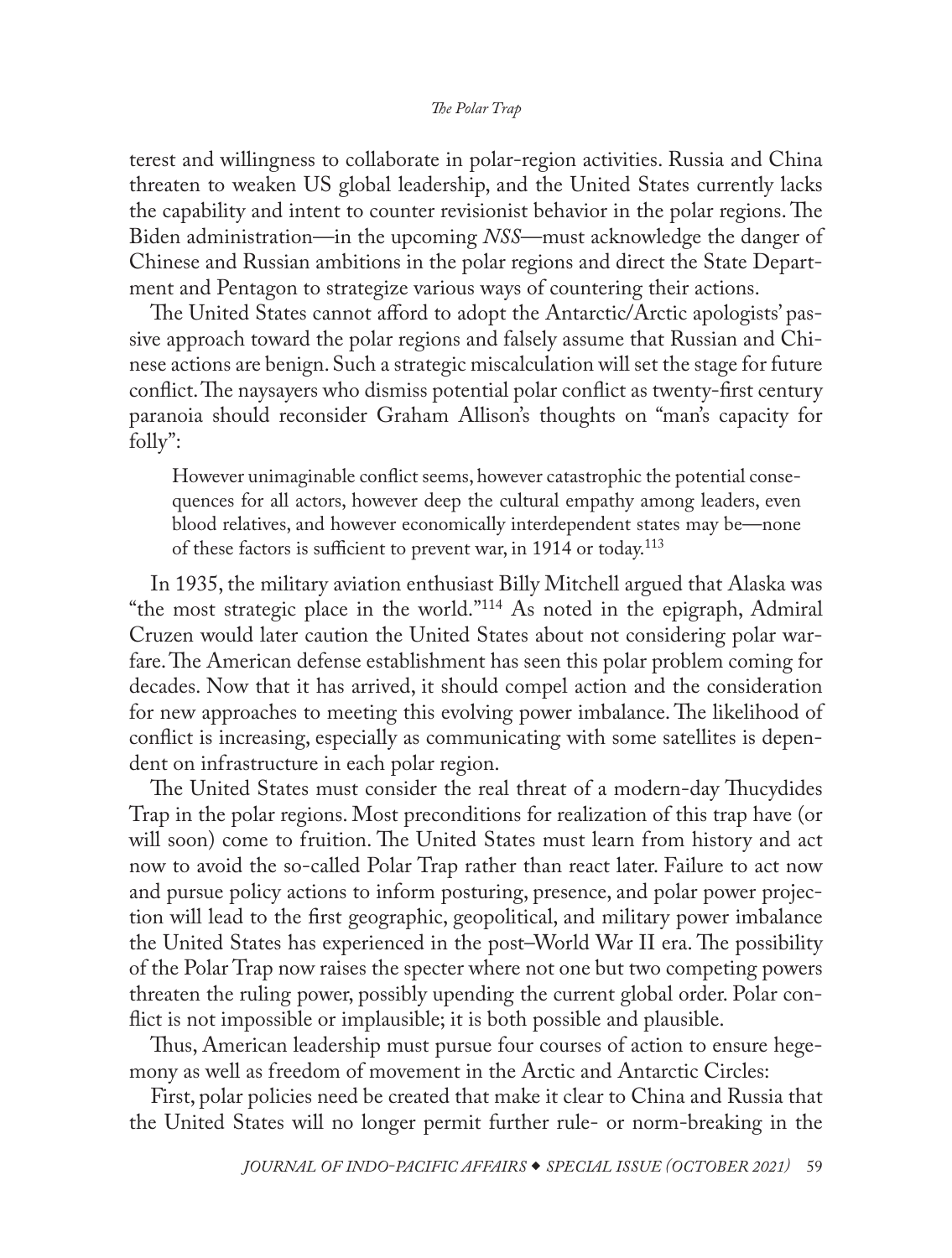terest and willingness to collaborate in polar-region activities. Russia and China threaten to weaken US global leadership, and the United States currently lacks the capability and intent to counter revisionist behavior in the polar regions. The Biden administration—in the upcoming *NSS*—must acknowledge the danger of Chinese and Russian ambitions in the polar regions and direct the State Department and Pentagon to strategize various ways of countering their actions.

The United States cannot afford to adopt the Antarctic/Arctic apologists' passive approach toward the polar regions and falsely assume that Russian and Chinese actions are benign. Such a strategic miscalculation will set the stage for future conflict. The naysayers who dismiss potential polar conflict as twenty-first century paranoia should reconsider Graham Allison's thoughts on "man's capacity for folly":

> However unimaginable conflict seems, however catastrophic the potential consequences for all actors, however deep the cultural empathy among leaders, even blood relatives, and however economically interdependent states may be—none of these factors is sufficient to prevent war, in 1914 or today.[113]

In 1935, the military aviation enthusiast Billy Mitchell argued that Alaska was "the most strategic place in the world."[114] As noted in the epigraph, Admiral Cruzen would later caution the United States about not considering polar warfare. The American defense establishment has seen this polar problem coming for decades. Now that it has arrived, it should compel action and the consideration for new approaches to meeting this evolving power imbalance. The likelihood of conflict is increasing, especially as communicating with some satellites is dependent on infrastructure in each polar region.

The United States must consider the real threat of a modern-day Thucydides Trap in the polar regions. Most preconditions for realization of this trap have (or will soon) come to fruition. The United States must learn from history and act now to avoid the so-called Polar Trap rather than react later. Failure to act now and pursue policy actions to inform posturing, presence, and polar power projection will lead to the first geographic, geopolitical, and military power imbalance the United States has experienced in the post–World War II era. The possibility of the Polar Trap now raises the specter where not one but two competing powers threaten the ruling power, possibly upending the current global order. Polar conflict is not impossible or implausible; it is both possible and plausible.

Thus, American leadership must pursue four courses of action to ensure hegemony as well as freedom of movement in the Arctic and Antarctic Circles:

First, polar policies need be created that make it clear to China and Russia that the United States will no longer permit further rule- or norm-breaking in the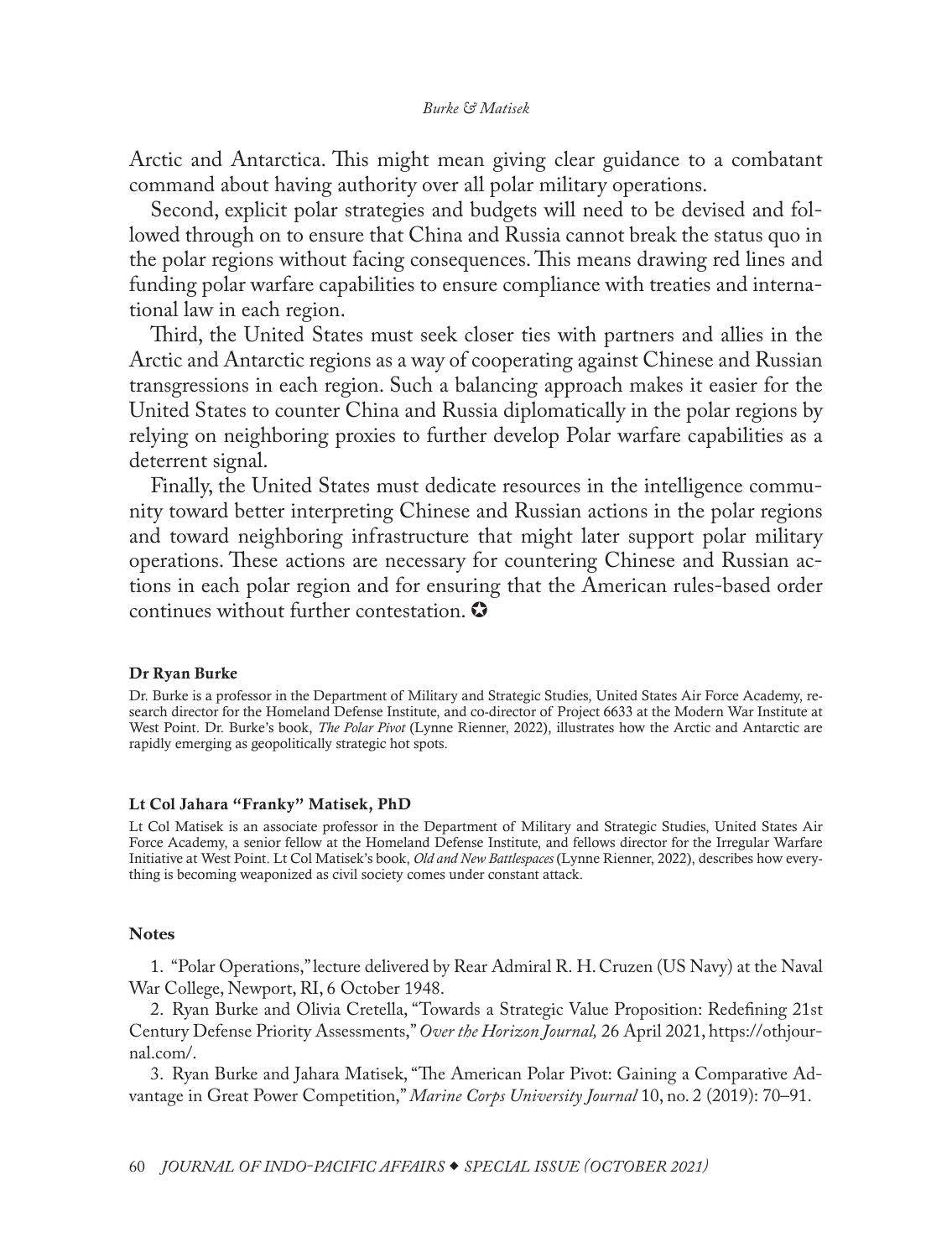Arctic and Antarctica. This might mean giving clear guidance to a combatant command about having authority over all polar military operations.

Second, explicit polar strategies and budgets will need to be devised and followed through on to ensure that China and Russia cannot break the status quo in the polar regions without facing consequences. This means drawing red lines and funding polar warfare capabilities to ensure compliance with treaties and international law in each region.

Third, the United States must seek closer ties with partners and allies in the Arctic and Antarctic regions as a way of cooperating against Chinese and Russian transgressions in each region. Such a balancing approach makes it easier for the United States to counter China and Russia diplomatically in the polar regions by relying on neighboring proxies to further develop Polar warfare capabilities as a deterrent signal.

Finally, the United States must dedicate resources in the intelligence community toward better interpreting Chinese and Russian actions in the polar regions and toward neighboring infrastructure that might later support polar military operations. These actions are necessary for countering Chinese and Russian actions in each polar region and for ensuring that the American rules-based order continues without further contestation. ✪

**Dr Ryan Burke**

Dr. Burke is a professor in the Department of Military and Strategic Studies, United States Air Force Academy, research director for the Homeland Defense Institute, and co-director of Project 6633 at the Modern War Institute at West Point. Dr. Burke's book, *The Polar Pivot* (Lynne Rienner, 2022), illustrates how the Arctic and Antarctic are rapidly emerging as geopolitically strategic hot spots.

**Lt Col Jahara "Franky" Matisek, PhD**

Lt Col Matisek is an associate professor in the Department of Military and Strategic Studies, United States Air Force Academy, a senior fellow at the Homeland Defense Institute, and fellows director for the Irregular Warfare Initiative at West Point. Lt Col Matisek's book, *Old and New Battlespaces* (Lynne Rienner, 2022), describes how everything is becoming weaponized as civil society comes under constant attack.

**Notes**

1. "Polar Operations," lecture delivered by Rear Admiral R. H. Cruzen (US Navy) at the Naval War College, Newport, RI, 6 October 1948.

2. Ryan Burke and Olivia Cretella, "Towards a Strategic Value Proposition: Redefining 21st Century Defense Priority Assessments," *Over the Horizon Journal,* 26 April 2021, https://othjournal.com/.

3. Ryan Burke and Jahara Matisek, "The American Polar Pivot: Gaining a Comparative Advantage in Great Power Competition," *Marine Corps University Journal* 10, no. 2 (2019): 70–91.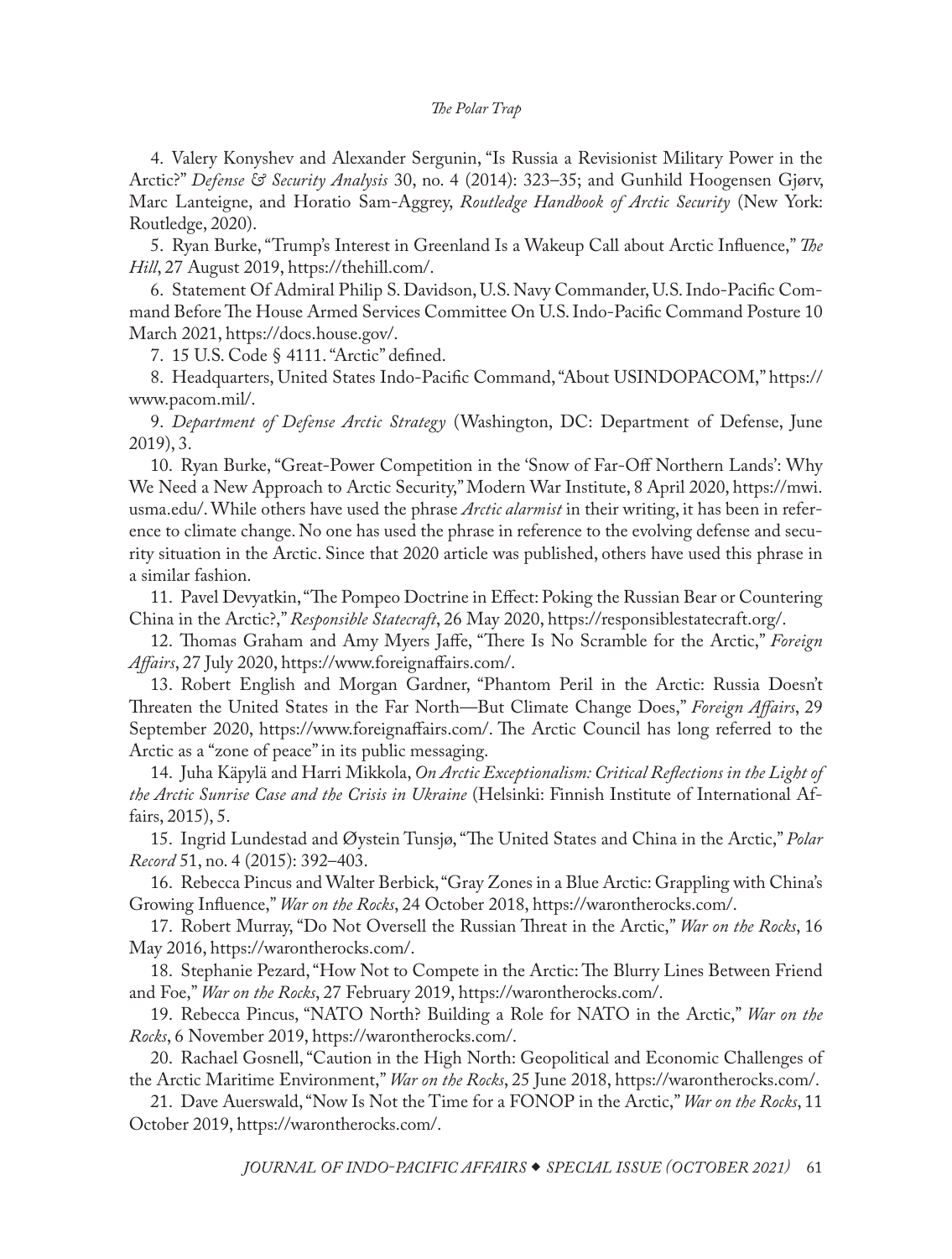4. Valery Konyshev and Alexander Sergunin, "Is Russia a Revisionist Military Power in the Arctic?" *Defense & Security Analysis* 30, no. 4 (2014): 323–35; and Gunhild Hoogensen Gjørv, Marc Lanteigne, and Horatio Sam-Aggrey, *Routledge Handbook of Arctic Security* (New York: Routledge, 2020).

5. Ryan Burke, "Trump's Interest in Greenland Is a Wakeup Call about Arctic Influence," *The Hill*, 27 August 2019, https://thehill.com/.

6. Statement Of Admiral Philip S. Davidson, U.S. Navy Commander, U.S. Indo-Pacific Command Before The House Armed Services Committee On U.S. Indo-Pacific Command Posture 10 March 2021, https://docs.house.gov/.

7. 15 U.S. Code § 4111. "Arctic" defined.

8. Headquarters, United States Indo-Pacific Command, "About USINDOPACOM," https://www.pacom.mil/.

9. *Department of Defense Arctic Strategy* (Washington, DC: Department of Defense, June 2019), 3.

10. Ryan Burke, "Great-Power Competition in the 'Snow of Far-Off Northern Lands': Why We Need a New Approach to Arctic Security," Modern War Institute, 8 April 2020, https://mwi.usma.edu/. While others have used the phrase *Arctic alarmist* in their writing, it has been in reference to climate change. No one has used the phrase in reference to the evolving defense and security situation in the Arctic. Since that 2020 article was published, others have used this phrase in a similar fashion.

11. Pavel Devyatkin, "The Pompeo Doctrine in Effect: Poking the Russian Bear or Countering China in the Arctic?," *Responsible Statecraft*, 26 May 2020, https://responsiblestatecraft.org/.

12. Thomas Graham and Amy Myers Jaffe, "There Is No Scramble for the Arctic," *Foreign Affairs*, 27 July 2020, https://www.foreignaffairs.com/.

13. Robert English and Morgan Gardner, "Phantom Peril in the Arctic: Russia Doesn't Threaten the United States in the Far North—But Climate Change Does," *Foreign Affairs*, 29 September 2020, https://www.foreignaffairs.com/. The Arctic Council has long referred to the Arctic as a "zone of peace" in its public messaging.

14. Juha Käpylä and Harri Mikkola, *On Arctic Exceptionalism: Critical Reflections in the Light of the Arctic Sunrise Case and the Crisis in Ukraine* (Helsinki: Finnish Institute of International Affairs, 2015), 5.

15. Ingrid Lundestad and Øystein Tunsjø, "The United States and China in the Arctic," *Polar Record* 51, no. 4 (2015): 392–403.

16. Rebecca Pincus and Walter Berbick, "Gray Zones in a Blue Arctic: Grappling with China's Growing Influence," *War on the Rocks*, 24 October 2018, https://warontherocks.com/.

17. Robert Murray, "Do Not Oversell the Russian Threat in the Arctic," *War on the Rocks*, 16 May 2016, https://warontherocks.com/.

18. Stephanie Pezard, "How Not to Compete in the Arctic: The Blurry Lines Between Friend and Foe," *War on the Rocks*, 27 February 2019, https://warontherocks.com/.

19. Rebecca Pincus, "NATO North? Building a Role for NATO in the Arctic," *War on the Rocks*, 6 November 2019, https://warontherocks.com/.

20. Rachael Gosnell, "Caution in the High North: Geopolitical and Economic Challenges of the Arctic Maritime Environment," *War on the Rocks*, 25 June 2018, https://warontherocks.com/.

21. Dave Auerswald, "Now Is Not the Time for a FONOP in the Arctic," *War on the Rocks*, 11 October 2019, https://warontherocks.com/.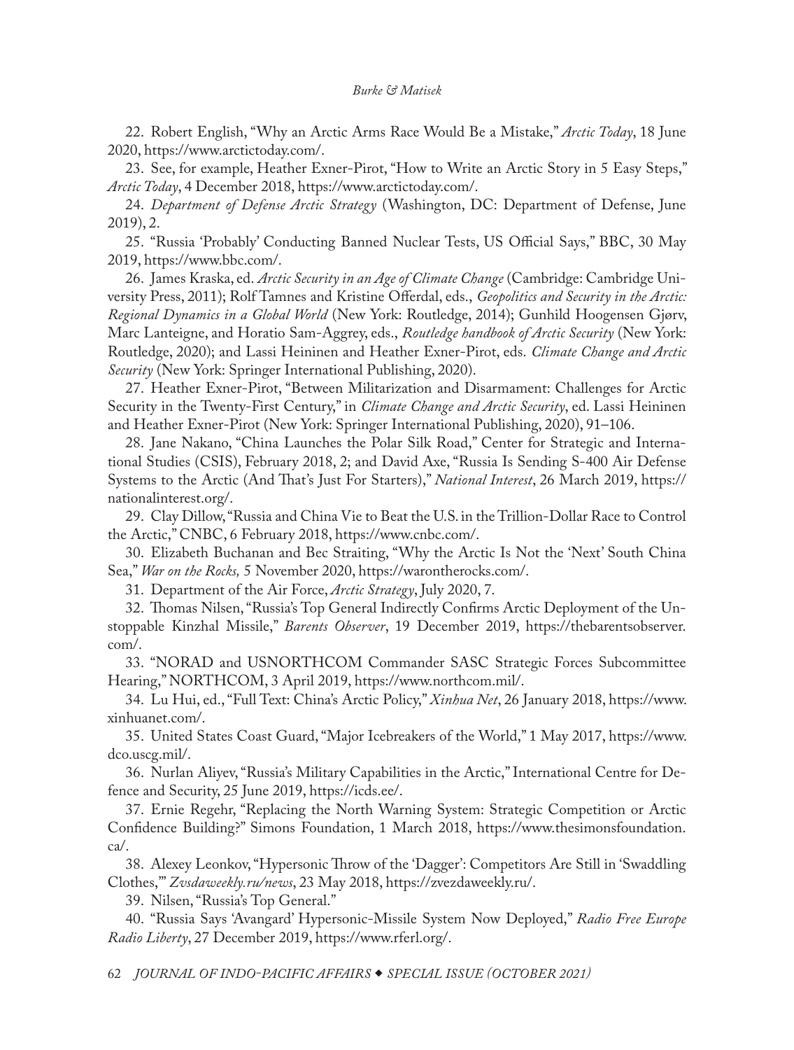22. Robert English, "Why an Arctic Arms Race Would Be a Mistake," *Arctic Today*, 18 June 2020, https://www.arctictoday.com/.

23. See, for example, Heather Exner-Pirot, "How to Write an Arctic Story in 5 Easy Steps," *Arctic Today*, 4 December 2018, https://www.arctictoday.com/.

24. *Department of Defense Arctic Strategy* (Washington, DC: Department of Defense, June 2019), 2.

25. "Russia 'Probably' Conducting Banned Nuclear Tests, US Official Says," BBC, 30 May 2019, https://www.bbc.com/.

26. James Kraska, ed. *Arctic Security in an Age of Climate Change* (Cambridge: Cambridge University Press, 2011); Rolf Tamnes and Kristine Offerdal, eds., *Geopolitics and Security in the Arctic: Regional Dynamics in a Global World* (New York: Routledge, 2014); Gunhild Hoogensen Gjørv, Marc Lanteigne, and Horatio Sam-Aggrey, eds., *Routledge handbook of Arctic Security* (New York: Routledge, 2020); and Lassi Heininen and Heather Exner-Pirot, eds. *Climate Change and Arctic Security* (New York: Springer International Publishing, 2020).

27. Heather Exner-Pirot, "Between Militarization and Disarmament: Challenges for Arctic Security in the Twenty-First Century," in *Climate Change and Arctic Security*, ed. Lassi Heininen and Heather Exner-Pirot (New York: Springer International Publishing, 2020), 91–106.

28. Jane Nakano, "China Launches the Polar Silk Road," Center for Strategic and International Studies (CSIS), February 2018, 2; and David Axe, "Russia Is Sending S-400 Air Defense Systems to the Arctic (And That's Just For Starters)," *National Interest*, 26 March 2019, https://nationalinterest.org/.

29. Clay Dillow, "Russia and China Vie to Beat the U.S. in the Trillion-Dollar Race to Control the Arctic," CNBC, 6 February 2018, https://www.cnbc.com/.

30. Elizabeth Buchanan and Bec Straiting, "Why the Arctic Is Not the 'Next' South China Sea," *War on the Rocks,* 5 November 2020, https://warontherocks.com/.

31. Department of the Air Force, *Arctic Strategy*, July 2020, 7.

32. Thomas Nilsen, "Russia's Top General Indirectly Confirms Arctic Deployment of the Unstoppable Kinzhal Missile," *Barents Observer*, 19 December 2019, https://thebarentsobserver.com/.

33. "NORAD and USNORTHCOM Commander SASC Strategic Forces Subcommittee Hearing," NORTHCOM, 3 April 2019, https://www.northcom.mil/.

34. Lu Hui, ed., "Full Text: China's Arctic Policy," *Xinhua Net*, 26 January 2018, https://www.xinhuanet.com/.

35. United States Coast Guard, "Major Icebreakers of the World," 1 May 2017, https://www.dco.uscg.mil/.

36. Nurlan Aliyev, "Russia's Military Capabilities in the Arctic," International Centre for Defence and Security, 25 June 2019, https://icds.ee/.

37. Ernie Regehr, "Replacing the North Warning System: Strategic Competition or Arctic Confidence Building?" Simons Foundation, 1 March 2018, https://www.thesimonsfoundation.ca/.

38. Alexey Leonkov, "Hypersonic Throw of the 'Dagger': Competitors Are Still in 'Swaddling Clothes,'" *Zvsdaweekly.ru/news*, 23 May 2018, https://zvezdaweekly.ru/.

39. Nilsen, "Russia's Top General."

40. "Russia Says 'Avangard' Hypersonic-Missile System Now Deployed," *Radio Free Europe Radio Liberty*, 27 December 2019, https://www.rferl.org/.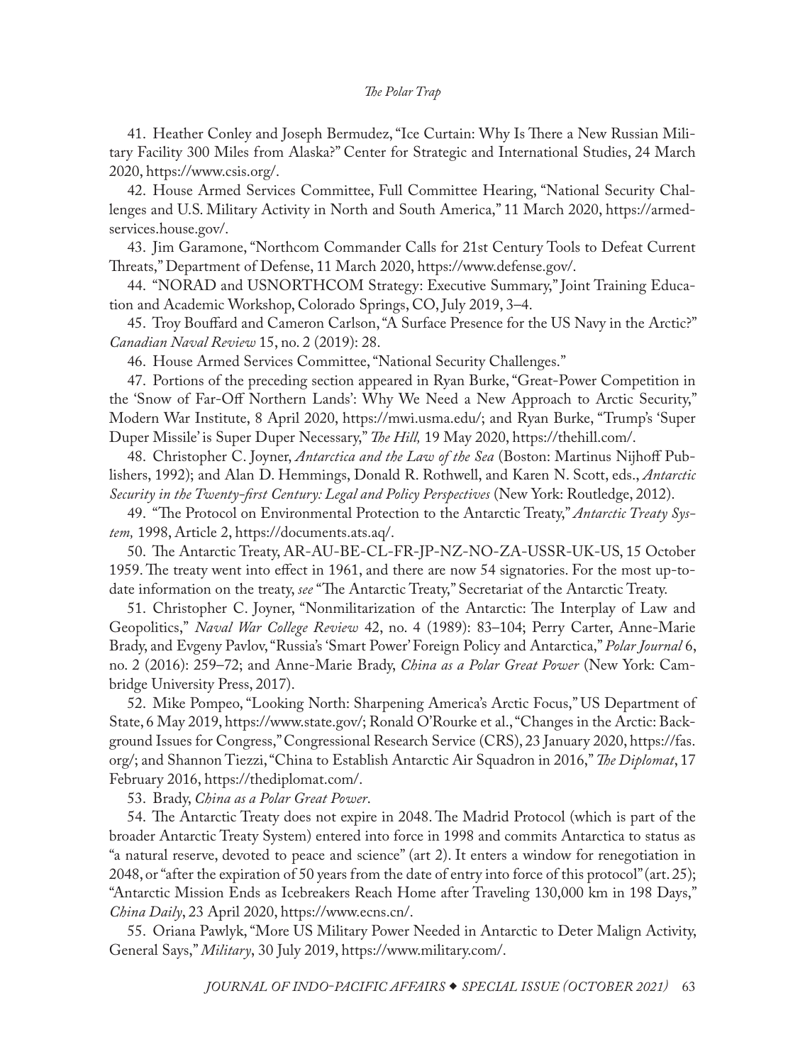41. Heather Conley and Joseph Bermudez, "Ice Curtain: Why Is There a New Russian Military Facility 300 Miles from Alaska?" Center for Strategic and International Studies, 24 March 2020, https://www.csis.org/.

42. House Armed Services Committee, Full Committee Hearing, "National Security Challenges and U.S. Military Activity in North and South America," 11 March 2020, https://armedservices.house.gov/.

43. Jim Garamone, "Northcom Commander Calls for 21st Century Tools to Defeat Current Threats," Department of Defense, 11 March 2020, https://www.defense.gov/.

44. "NORAD and USNORTHCOM Strategy: Executive Summary," Joint Training Education and Academic Workshop, Colorado Springs, CO, July 2019, 3–4.

45. Troy Bouffard and Cameron Carlson, "A Surface Presence for the US Navy in the Arctic?" *Canadian Naval Review* 15, no. 2 (2019): 28.

46. House Armed Services Committee, "National Security Challenges."

47. Portions of the preceding section appeared in Ryan Burke, "Great-Power Competition in the 'Snow of Far-Off Northern Lands': Why We Need a New Approach to Arctic Security," Modern War Institute, 8 April 2020, https://mwi.usma.edu/; and Ryan Burke, "Trump's 'Super Duper Missile' is Super Duper Necessary," *The Hill,* 19 May 2020, https://thehill.com/.

48. Christopher C. Joyner, *Antarctica and the Law of the Sea* (Boston: Martinus Nijhoff Publishers, 1992); and Alan D. Hemmings, Donald R. Rothwell, and Karen N. Scott, eds., *Antarctic Security in the Twenty-first Century: Legal and Policy Perspectives* (New York: Routledge, 2012).

49. "The Protocol on Environmental Protection to the Antarctic Treaty," *Antarctic Treaty System,* 1998, Article 2, https://documents.ats.aq/.

50. The Antarctic Treaty, AR-AU-BE-CL-FR-JP-NZ-NO-ZA-USSR-UK-US, 15 October 1959. The treaty went into effect in 1961, and there are now 54 signatories. For the most up-to-date information on the treaty, *see* "The Antarctic Treaty," Secretariat of the Antarctic Treaty.

51. Christopher C. Joyner, "Nonmilitarization of the Antarctic: The Interplay of Law and Geopolitics," *Naval War College Review* 42, no. 4 (1989): 83–104; Perry Carter, Anne-Marie Brady, and Evgeny Pavlov, "Russia's 'Smart Power' Foreign Policy and Antarctica," *Polar Journal* 6, no. 2 (2016): 259–72; and Anne-Marie Brady, *China as a Polar Great Power* (New York: Cambridge University Press, 2017).

52. Mike Pompeo, "Looking North: Sharpening America's Arctic Focus," US Department of State, 6 May 2019, https://www.state.gov/; Ronald O'Rourke et al., "Changes in the Arctic: Background Issues for Congress," Congressional Research Service (CRS), 23 January 2020, https://fas.org/; and Shannon Tiezzi, "China to Establish Antarctic Air Squadron in 2016," *The Diplomat*, 17 February 2016, https://thediplomat.com/.

53. Brady, *China as a Polar Great Power*.

54. The Antarctic Treaty does not expire in 2048. The Madrid Protocol (which is part of the broader Antarctic Treaty System) entered into force in 1998 and commits Antarctica to status as "a natural reserve, devoted to peace and science" (art 2). It enters a window for renegotiation in 2048, or "after the expiration of 50 years from the date of entry into force of this protocol" (art. 25); "Antarctic Mission Ends as Icebreakers Reach Home after Traveling 130,000 km in 198 Days," *China Daily*, 23 April 2020, https://www.ecns.cn/.

55. Oriana Pawlyk, "More US Military Power Needed in Antarctic to Deter Malign Activity, General Says," *Military*, 30 July 2019, https://www.military.com/.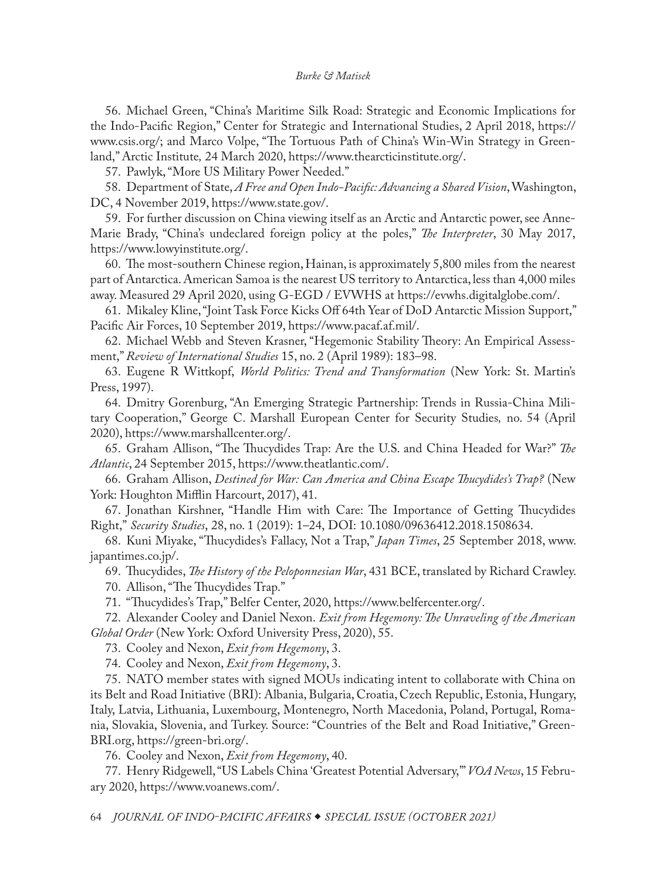56. Michael Green, "China's Maritime Silk Road: Strategic and Economic Implications for the Indo-Pacific Region," Center for Strategic and International Studies, 2 April 2018, https://www.csis.org/; and Marco Volpe, "The Tortuous Path of China's Win-Win Strategy in Greenland," Arctic Institute*,* 24 March 2020, https://www.thearcticinstitute.org/.

57. Pawlyk, "More US Military Power Needed."

58. Department of State, *A Free and Open Indo-Pacific: Advancing a Shared Vision*, Washington, DC, 4 November 2019, https://www.state.gov/.

59. For further discussion on China viewing itself as an Arctic and Antarctic power, see Anne-Marie Brady, "China's undeclared foreign policy at the poles," *The Interpreter*, 30 May 2017, https://www.lowyinstitute.org/.

60. The most-southern Chinese region, Hainan, is approximately 5,800 miles from the nearest part of Antarctica. American Samoa is the nearest US territory to Antarctica, less than 4,000 miles away. Measured 29 April 2020, using G-EGD / EVWHS at https://evwhs.digitalglobe.com/.

61. Mikaley Kline, "Joint Task Force Kicks Off 64th Year of DoD Antarctic Mission Support," Pacific Air Forces, 10 September 2019, https://www.pacaf.af.mil/.

62. Michael Webb and Steven Krasner, "Hegemonic Stability Theory: An Empirical Assessment," *Review of International Studies* 15, no. 2 (April 1989): 183–98.

63. Eugene R Wittkopf, *World Politics: Trend and Transformation* (New York: St. Martin's Press, 1997).

64. Dmitry Gorenburg, "An Emerging Strategic Partnership: Trends in Russia-China Military Cooperation," George C. Marshall European Center for Security Studies*,* no. 54 (April 2020), https://www.marshallcenter.org/.

65. Graham Allison, "The Thucydides Trap: Are the U.S. and China Headed for War?" *The Atlantic*, 24 September 2015, https://www.theatlantic.com/.

66. Graham Allison, *Destined for War: Can America and China Escape Thucydides's Trap?* (New York: Houghton Mifflin Harcourt, 2017), 41.

67. Jonathan Kirshner, "Handle Him with Care: The Importance of Getting Thucydides Right," *Security Studies*, 28, no. 1 (2019): 1–24, DOI: 10.1080/09636412.2018.1508634.

68. Kuni Miyake, "Thucydides's Fallacy, Not a Trap," *Japan Times*, 25 September 2018, www.japantimes.co.jp/.

69. Thucydides, *The History of the Peloponnesian War*, 431 BCE, translated by Richard Crawley.

70. Allison, "The Thucydides Trap."

71. "Thucydides's Trap," Belfer Center, 2020, https://www.belfercenter.org/.

72. Alexander Cooley and Daniel Nexon. *Exit from Hegemony: The Unraveling of the American Global Order* (New York: Oxford University Press, 2020), 55.

73. Cooley and Nexon, *Exit from Hegemony*, 3.

74. Cooley and Nexon, *Exit from Hegemony*, 3.

75. NATO member states with signed MOUs indicating intent to collaborate with China on its Belt and Road Initiative (BRI): Albania, Bulgaria, Croatia, Czech Republic, Estonia, Hungary, Italy, Latvia, Lithuania, Luxembourg, Montenegro, North Macedonia, Poland, Portugal, Romania, Slovakia, Slovenia, and Turkey. Source: "Countries of the Belt and Road Initiative," Green-BRI.org, https://green-bri.org/.

76. Cooley and Nexon, *Exit from Hegemony*, 40.

77. Henry Ridgewell, "US Labels China 'Greatest Potential Adversary,'" *VOA News*, 15 February 2020, https://www.voanews.com/.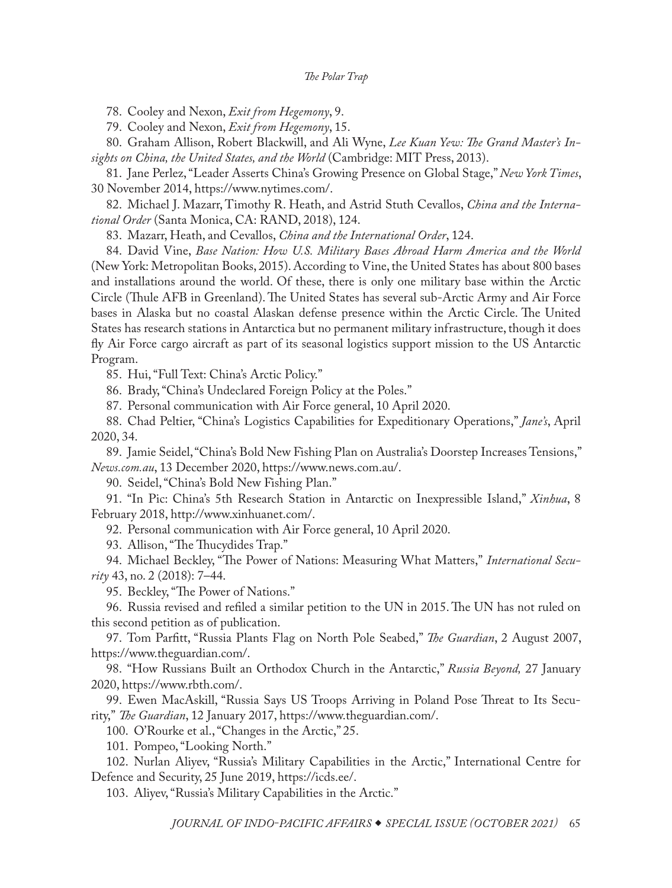78. Cooley and Nexon, *Exit from Hegemony*, 9.

79. Cooley and Nexon, *Exit from Hegemony*, 15.

80. Graham Allison, Robert Blackwill, and Ali Wyne, *Lee Kuan Yew: The Grand Master's Insights on China, the United States, and the World* (Cambridge: MIT Press, 2013).

81. Jane Perlez, "Leader Asserts China's Growing Presence on Global Stage," *New York Times*, 30 November 2014, https://www.nytimes.com/.

82. Michael J. Mazarr, Timothy R. Heath, and Astrid Stuth Cevallos, *China and the International Order* (Santa Monica, CA: RAND, 2018), 124.

83. Mazarr, Heath, and Cevallos, *China and the International Order*, 124.

84. David Vine, *Base Nation: How U.S. Military Bases Abroad Harm America and the World* (New York: Metropolitan Books, 2015). According to Vine, the United States has about 800 bases and installations around the world. Of these, there is only one military base within the Arctic Circle (Thule AFB in Greenland). The United States has several sub-Arctic Army and Air Force bases in Alaska but no coastal Alaskan defense presence within the Arctic Circle. The United States has research stations in Antarctica but no permanent military infrastructure, though it does fly Air Force cargo aircraft as part of its seasonal logistics support mission to the US Antarctic Program.

85. Hui, "Full Text: China's Arctic Policy."

86. Brady, "China's Undeclared Foreign Policy at the Poles."

87. Personal communication with Air Force general, 10 April 2020.

88. Chad Peltier, "China's Logistics Capabilities for Expeditionary Operations," *Jane's*, April 2020, 34.

89. Jamie Seidel, "China's Bold New Fishing Plan on Australia's Doorstep Increases Tensions," *News.com.au*, 13 December 2020, https://www.news.com.au/.

90. Seidel, "China's Bold New Fishing Plan."

91. "In Pic: China's 5th Research Station in Antarctic on Inexpressible Island," *Xinhua*, 8 February 2018, http://www.xinhuanet.com/.

92. Personal communication with Air Force general, 10 April 2020.

93. Allison, "The Thucydides Trap."

94. Michael Beckley, "The Power of Nations: Measuring What Matters," *International Security* 43, no. 2 (2018): 7–44.

95. Beckley, "The Power of Nations."

96. Russia revised and refiled a similar petition to the UN in 2015. The UN has not ruled on this second petition as of publication.

97. Tom Parfitt, "Russia Plants Flag on North Pole Seabed," *The Guardian*, 2 August 2007, https://www.theguardian.com/.

98. "How Russians Built an Orthodox Church in the Antarctic," *Russia Beyond,* 27 January 2020, https://www.rbth.com/.

99. Ewen MacAskill, "Russia Says US Troops Arriving in Poland Pose Threat to Its Security," *The Guardian*, 12 January 2017, https://www.theguardian.com/.

100. O'Rourke et al., "Changes in the Arctic," 25.

101. Pompeo, "Looking North."

102. Nurlan Aliyev, "Russia's Military Capabilities in the Arctic," International Centre for Defence and Security, 25 June 2019, https://icds.ee/.

103. Aliyev, "Russia's Military Capabilities in the Arctic."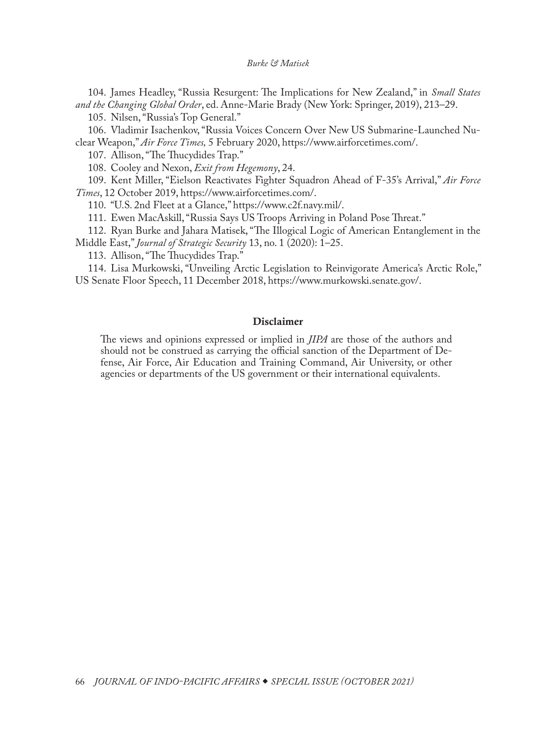104. James Headley, "Russia Resurgent: The Implications for New Zealand," in *Small States and the Changing Global Order*, ed. Anne-Marie Brady (New York: Springer, 2019), 213–29.

105. Nilsen, "Russia's Top General."

106. Vladimir Isachenkov, "Russia Voices Concern Over New US Submarine-Launched Nuclear Weapon," *Air Force Times,* 5 February 2020, https://www.airforcetimes.com/.

107. Allison, "The Thucydides Trap."

108. Cooley and Nexon, *Exit from Hegemony*, 24.

109. Kent Miller, "Eielson Reactivates Fighter Squadron Ahead of F-35's Arrival," *Air Force Times*, 12 October 2019, https://www.airforcetimes.com/.

110. "U.S. 2nd Fleet at a Glance," https://www.c2f.navy.mil/.

111. Ewen MacAskill, "Russia Says US Troops Arriving in Poland Pose Threat."

112. Ryan Burke and Jahara Matisek, "The Illogical Logic of American Entanglement in the Middle East," *Journal of Strategic Security* 13, no. 1 (2020): 1–25.

113. Allison, "The Thucydides Trap."

114. Lisa Murkowski, "Unveiling Arctic Legislation to Reinvigorate America's Arctic Role," US Senate Floor Speech, 11 December 2018, https://www.murkowski.senate.gov/.

**Disclaimer**

The views and opinions expressed or implied in *JIPA* are those of the authors and should not be construed as carrying the official sanction of the Department of Defense, Air Force, Air Education and Training Command, Air University, or other agencies or departments of the US government or their international equivalents.